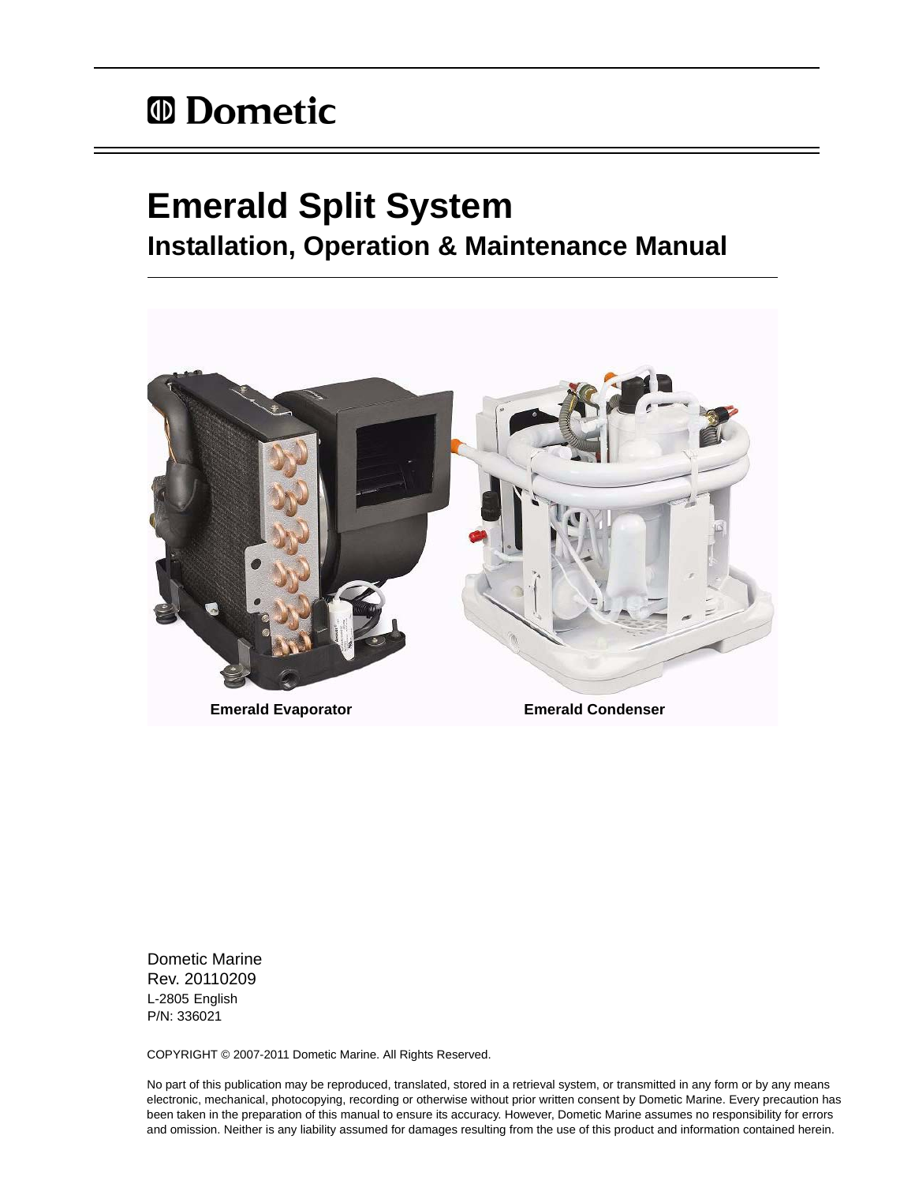Dometic

# Emerald Split System

## Installation, Operation & Maintenance Manual

Emerald Evaporator

Emerald Condenser

Dometic Marine
Rev. 20110209
L-2805 English
P/N: 336021

COPYRIGHT © 2007-2011 Dometic Marine. All Rights Reserved.

No part of this publication may be reproduced, translated, stored in a retrieval system, or transmitted in any form or by any means electronic, mechanical, photocopying, recording or otherwise without prior written consent by Dometic Marine. Every precaution has been taken in the preparation of this manual to ensure its accuracy. However, Dometic Marine assumes no responsibility for errors and omission. Neither is any liability assumed for damages resulting from the use of this product and information contained herein.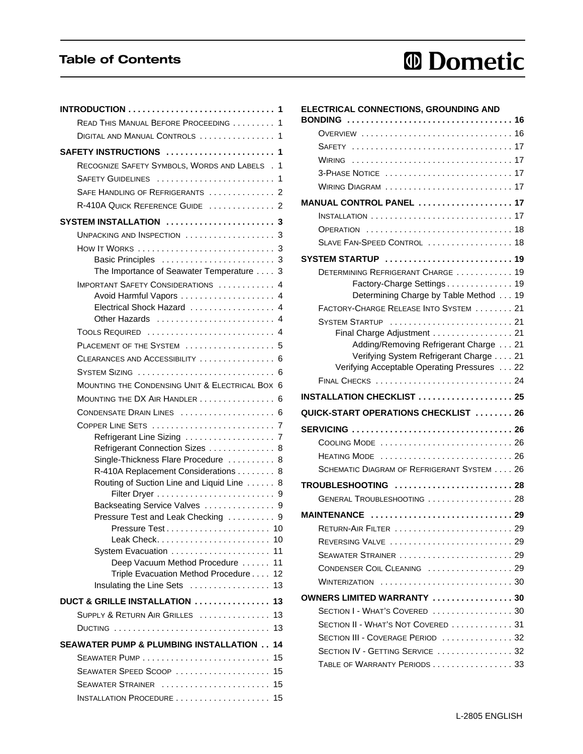# Table of Contents

**INTRODUCTION** . . . . . . . . . . . . . . . . . . . . . . . . . . . . . . 1
- Read This Manual Before Proceeding . . . . . . . . . 1
- Digital and Manual Controls . . . . . . . . . . . . . . . . 1

**SAFETY INSTRUCTIONS** . . . . . . . . . . . . . . . . . . . . . . 1
- Recognize Safety Symbols, Words and Labels . 1
- Safety Guidelines . . . . . . . . . . . . . . . . . . . . . . . . 1
- Safe Handling of Refrigerants . . . . . . . . . . . . . 2
- R-410A Quick Reference Guide . . . . . . . . . . . . . 2

**SYSTEM INSTALLATION** . . . . . . . . . . . . . . . . . . . . . . 3
- Unpacking and Inspection . . . . . . . . . . . . . . . . . . . 3
- How It Works . . . . . . . . . . . . . . . . . . . . . . . . . . . . 3
  - Basic Principles . . . . . . . . . . . . . . . . . . . . . . . 3
  - The Importance of Seawater Temperature . . . . 3
- Important Safety Considerations . . . . . . . . . . . 4
  - Avoid Harmful Vapors . . . . . . . . . . . . . . . . . . . 4
  - Electrical Shock Hazard . . . . . . . . . . . . . . . . . 4
  - Other Hazards . . . . . . . . . . . . . . . . . . . . . . . . 4
- Tools Required . . . . . . . . . . . . . . . . . . . . . . . . . . 4
- Placement of the System . . . . . . . . . . . . . . . . . . 5
- Clearances and Accessibility . . . . . . . . . . . . . . . 6
- System Sizing . . . . . . . . . . . . . . . . . . . . . . . . . . . 6
- Mounting the Condensing Unit & Electrical Box 6
- Mounting the DX Air Handler . . . . . . . . . . . . . . . 6
- Condensate Drain Lines . . . . . . . . . . . . . . . . . . . 6
- Copper Line Sets . . . . . . . . . . . . . . . . . . . . . . . . . 7
  - Refrigerant Line Sizing . . . . . . . . . . . . . . . . . . 7
  - Refrigerant Connection Sizes . . . . . . . . . . . . . 8
  - Single-Thickness Flare Procedure . . . . . . . . . . 8
  - R-410A Replacement Considerations . . . . . . . . 8
  - Routing of Suction Line and Liquid Line . . . . . . 8
    - Filter Dryer . . . . . . . . . . . . . . . . . . . . . . . . 9
  - Backseating Service Valves . . . . . . . . . . . . . . 9
  - Pressure Test and Leak Checking . . . . . . . . . . 9
    - Pressure Test . . . . . . . . . . . . . . . . . . . . . . 10
    - Leak Check. . . . . . . . . . . . . . . . . . . . . . . . 10
  - System Evacuation . . . . . . . . . . . . . . . . . . . . 11
    - Deep Vacuum Method Procedure . . . . . . 11
    - Triple Evacuation Method Procedure . . . . 12
  - Insulating the Line Sets . . . . . . . . . . . . . . . . 13

**DUCT & GRILLE INSTALLATION** . . . . . . . . . . . . . . . . 13
- Supply & Return Air Grilles . . . . . . . . . . . . . . . 13
- Ducting . . . . . . . . . . . . . . . . . . . . . . . . . . . . . . . . 13

**SEAWATER PUMP & PLUMBING INSTALLATION** . . 14
- Seawater Pump . . . . . . . . . . . . . . . . . . . . . . . . . . 15
- Seawater Speed Scoop . . . . . . . . . . . . . . . . . . . . 15
- Seawater Strainer . . . . . . . . . . . . . . . . . . . . . . . 15
- Installation Procedure . . . . . . . . . . . . . . . . . . . . 15

**ELECTRICAL CONNECTIONS, GROUNDING AND BONDING** . . . . . . . . . . . . . . . . . . . . . . . . . . . . . . . . . . . 16
- Overview . . . . . . . . . . . . . . . . . . . . . . . . . . . . . . . 16
- Safety . . . . . . . . . . . . . . . . . . . . . . . . . . . . . . . . . 17
- Wiring . . . . . . . . . . . . . . . . . . . . . . . . . . . . . . . . . 17
- 3-Phase Notice . . . . . . . . . . . . . . . . . . . . . . . . . . 17
- Wiring Diagram . . . . . . . . . . . . . . . . . . . . . . . . . . 17

**MANUAL CONTROL PANEL** . . . . . . . . . . . . . . . . . . . . 17
- Installation . . . . . . . . . . . . . . . . . . . . . . . . . . . . . . 17
- Operation . . . . . . . . . . . . . . . . . . . . . . . . . . . . . . 18
- Slave Fan-Speed Control . . . . . . . . . . . . . . . . . . 18

**SYSTEM STARTUP** . . . . . . . . . . . . . . . . . . . . . . . . . . 19
- Determining Refrigerant Charge . . . . . . . . . . . . 19
  - Factory-Charge Settings . . . . . . . . . . . . . . . 19
  - Determining Charge by Table Method . . . 19
- Factory-Charge Release Into System . . . . . . . . 21
- System Startup . . . . . . . . . . . . . . . . . . . . . . . . . 21
  - Final Charge Adjustment . . . . . . . . . . . . . . . . 21
    - Adding/Removing Refrigerant Charge . . . 21
    - Verifying System Refrigerant Charge . . . . 21
  - Verifying Acceptable Operating Pressures . . . 22
- Final Checks . . . . . . . . . . . . . . . . . . . . . . . . . . . 24

**INSTALLATION CHECKLIST** . . . . . . . . . . . . . . . . . . . . 25

**QUICK-START OPERATIONS CHECKLIST** . . . . . . . . 26

**SERVICING** . . . . . . . . . . . . . . . . . . . . . . . . . . . . . . . . . 26
- Cooling Mode . . . . . . . . . . . . . . . . . . . . . . . . . . . 26
- Heating Mode . . . . . . . . . . . . . . . . . . . . . . . . . . . 26
- Schematic Diagram of Refrigerant System . . . . 26

**TROUBLESHOOTING** . . . . . . . . . . . . . . . . . . . . . . . . . 28
- General Troubleshooting . . . . . . . . . . . . . . . . . . 28

**MAINTENANCE** . . . . . . . . . . . . . . . . . . . . . . . . . . . . . 29
- Return-Air Filter . . . . . . . . . . . . . . . . . . . . . . . . . 29
- Reversing Valve . . . . . . . . . . . . . . . . . . . . . . . . . 29
- Seawater Strainer . . . . . . . . . . . . . . . . . . . . . . . . 29
- Condenser Coil Cleaning . . . . . . . . . . . . . . . . . . 29
- Winterization . . . . . . . . . . . . . . . . . . . . . . . . . . . 30

**OWNERS LIMITED WARRANTY** . . . . . . . . . . . . . . . . . 30
- Section I - What's Covered . . . . . . . . . . . . . . . . . 30
- Section II - What's Not Covered . . . . . . . . . . . . . 31
- Section III - Coverage Period . . . . . . . . . . . . . . . 32
- Section IV - Getting Service . . . . . . . . . . . . . . . . 32
- Table of Warranty Periods . . . . . . . . . . . . . . . . . 33

L-2805 ENGLISH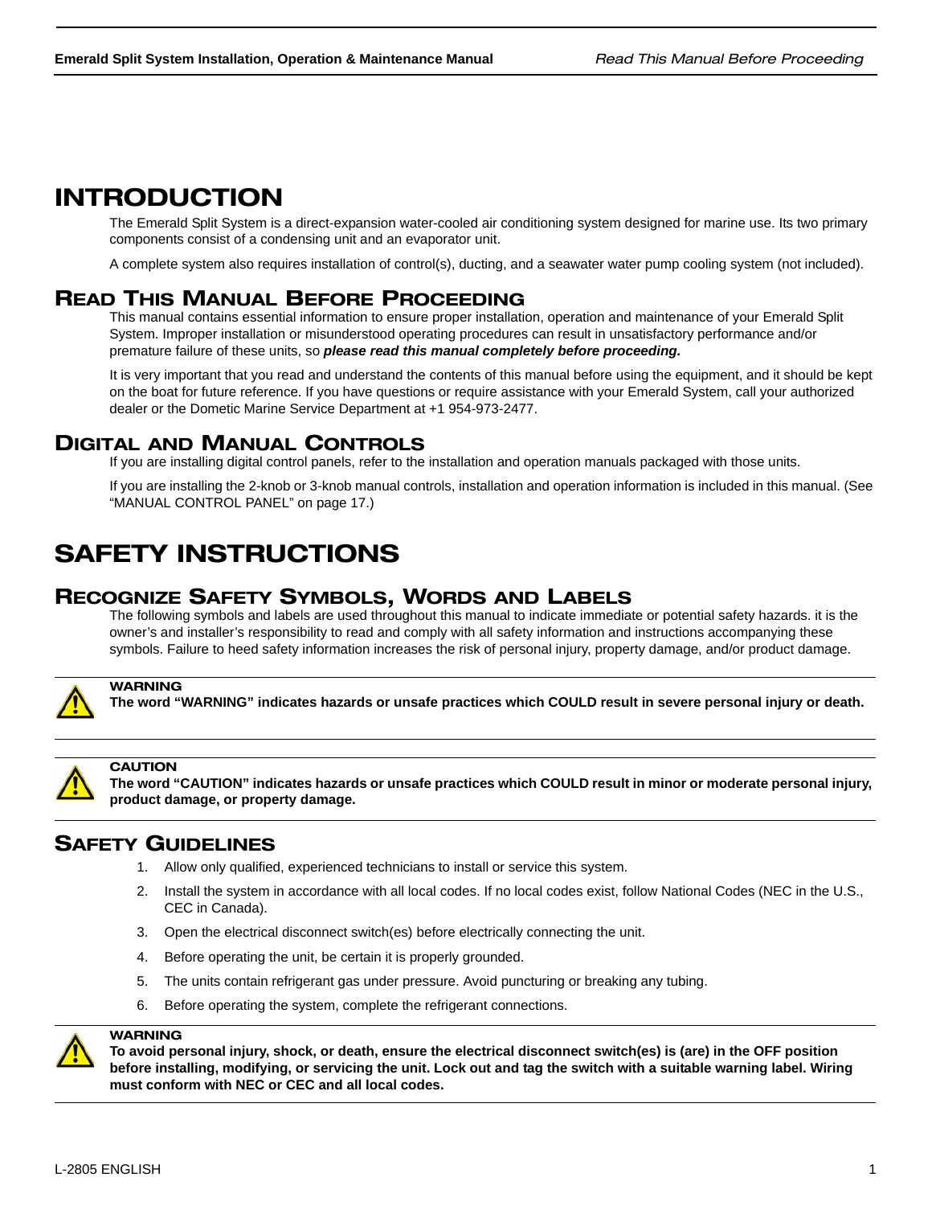# INTRODUCTION

The Emerald Split System is a direct-expansion water-cooled air conditioning system designed for marine use. Its two primary components consist of a condensing unit and an evaporator unit.

A complete system also requires installation of control(s), ducting, and a seawater water pump cooling system (not included).

## READ THIS MANUAL BEFORE PROCEEDING

This manual contains essential information to ensure proper installation, operation and maintenance of your Emerald Split System. Improper installation or misunderstood operating procedures can result in unsatisfactory performance and/or premature failure of these units, so ***please read this manual completely before proceeding.***

It is very important that you read and understand the contents of this manual before using the equipment, and it should be kept on the boat for future reference. If you have questions or require assistance with your Emerald System, call your authorized dealer or the Dometic Marine Service Department at +1 954-973-2477.

## DIGITAL AND MANUAL CONTROLS

If you are installing digital control panels, refer to the installation and operation manuals packaged with those units.

If you are installing the 2-knob or 3-knob manual controls, installation and operation information is included in this manual. (See “MANUAL CONTROL PANEL” on page 17.)

# SAFETY INSTRUCTIONS

## RECOGNIZE SAFETY SYMBOLS, WORDS AND LABELS

The following symbols and labels are used throughout this manual to indicate immediate or potential safety hazards. it is the owner’s and installer’s responsibility to read and comply with all safety information and instructions accompanying these symbols. Failure to heed safety information increases the risk of personal injury, property damage, and/or product damage.

**WARNING**
**The word “WARNING” indicates hazards or unsafe practices which COULD result in severe personal injury or death.**

**CAUTION**
**The word “CAUTION” indicates hazards or unsafe practices which COULD result in minor or moderate personal injury, product damage, or property damage.**

## SAFETY GUIDELINES

1. Allow only qualified, experienced technicians to install or service this system.
2. Install the system in accordance with all local codes. If no local codes exist, follow National Codes (NEC in the U.S., CEC in Canada).
3. Open the electrical disconnect switch(es) before electrically connecting the unit.
4. Before operating the unit, be certain it is properly grounded.
5. The units contain refrigerant gas under pressure. Avoid puncturing or breaking any tubing.
6. Before operating the system, complete the refrigerant connections.

**WARNING**
**To avoid personal injury, shock, or death, ensure the electrical disconnect switch(es) is (are) in the OFF position before installing, modifying, or servicing the unit. Lock out and tag the switch with a suitable warning label. Wiring must conform with NEC or CEC and all local codes.**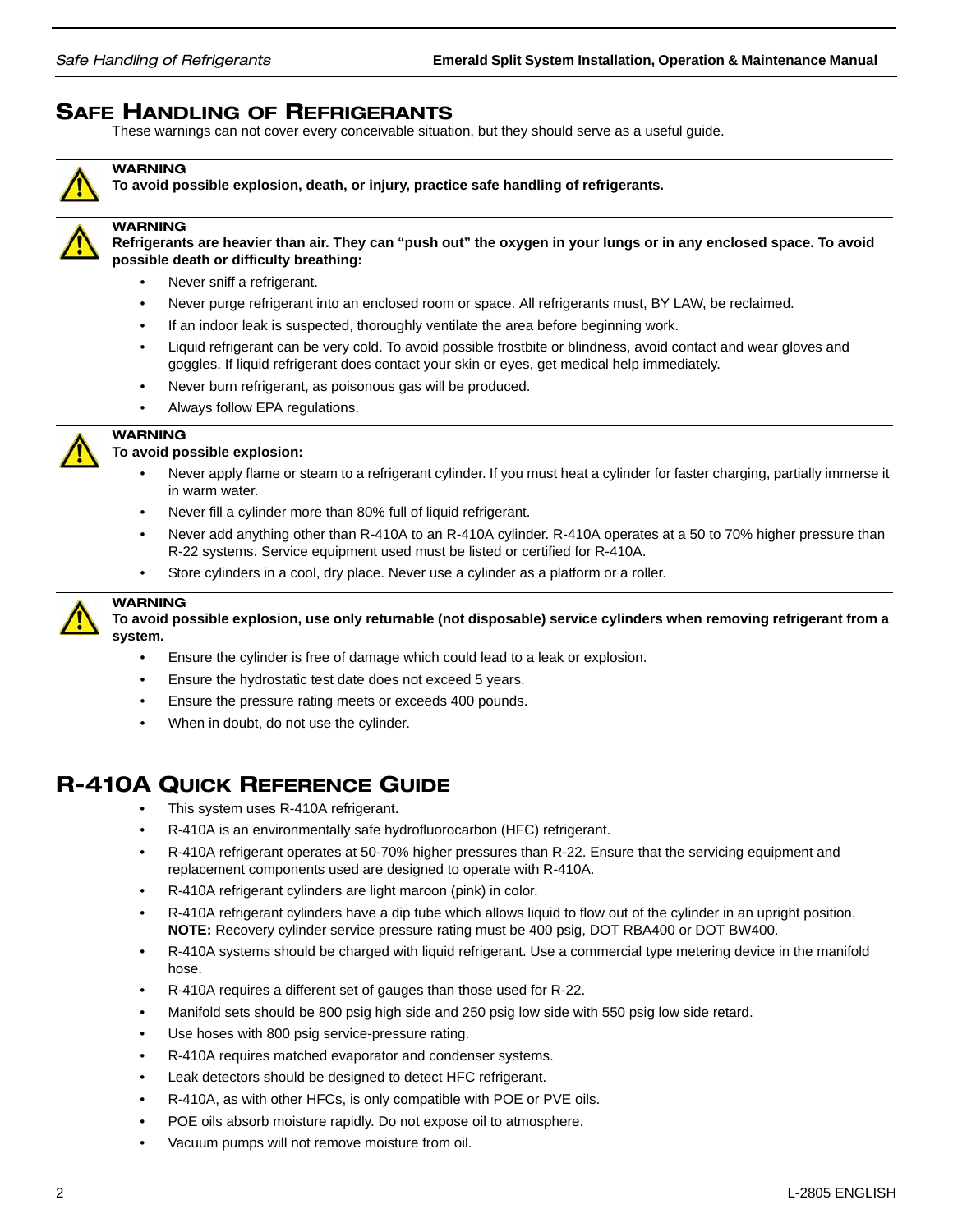## SAFE HANDLING OF REFRIGERANTS

These warnings can not cover every conceivable situation, but they should serve as a useful guide.

**WARNING**
**To avoid possible explosion, death, or injury, practice safe handling of refrigerants.**

**WARNING**
**Refrigerants are heavier than air. They can "push out" the oxygen in your lungs or in any enclosed space. To avoid possible death or difficulty breathing:**

- Never sniff a refrigerant.
- Never purge refrigerant into an enclosed room or space. All refrigerants must, BY LAW, be reclaimed.
- If an indoor leak is suspected, thoroughly ventilate the area before beginning work.
- Liquid refrigerant can be very cold. To avoid possible frostbite or blindness, avoid contact and wear gloves and goggles. If liquid refrigerant does contact your skin or eyes, get medical help immediately.
- Never burn refrigerant, as poisonous gas will be produced.
- Always follow EPA regulations.

**WARNING**
**To avoid possible explosion:**

- Never apply flame or steam to a refrigerant cylinder. If you must heat a cylinder for faster charging, partially immerse it in warm water.
- Never fill a cylinder more than 80% full of liquid refrigerant.
- Never add anything other than R-410A to an R-410A cylinder. R-410A operates at a 50 to 70% higher pressure than R-22 systems. Service equipment used must be listed or certified for R-410A.
- Store cylinders in a cool, dry place. Never use a cylinder as a platform or a roller.

**WARNING**
**To avoid possible explosion, use only returnable (not disposable) service cylinders when removing refrigerant from a system.**

- Ensure the cylinder is free of damage which could lead to a leak or explosion.
- Ensure the hydrostatic test date does not exceed 5 years.
- Ensure the pressure rating meets or exceeds 400 pounds.
- When in doubt, do not use the cylinder.

## R-410A QUICK REFERENCE GUIDE

- This system uses R-410A refrigerant.
- R-410A is an environmentally safe hydrofluorocarbon (HFC) refrigerant.
- R-410A refrigerant operates at 50-70% higher pressures than R-22. Ensure that the servicing equipment and replacement components used are designed to operate with R-410A.
- R-410A refrigerant cylinders are light maroon (pink) in color.
- R-410A refrigerant cylinders have a dip tube which allows liquid to flow out of the cylinder in an upright position. **NOTE:** Recovery cylinder service pressure rating must be 400 psig, DOT RBA400 or DOT BW400.
- R-410A systems should be charged with liquid refrigerant. Use a commercial type metering device in the manifold hose.
- R-410A requires a different set of gauges than those used for R-22.
- Manifold sets should be 800 psig high side and 250 psig low side with 550 psig low side retard.
- Use hoses with 800 psig service-pressure rating.
- R-410A requires matched evaporator and condenser systems.
- Leak detectors should be designed to detect HFC refrigerant.
- R-410A, as with other HFCs, is only compatible with POE or PVE oils.
- POE oils absorb moisture rapidly. Do not expose oil to atmosphere.
- Vacuum pumps will not remove moisture from oil.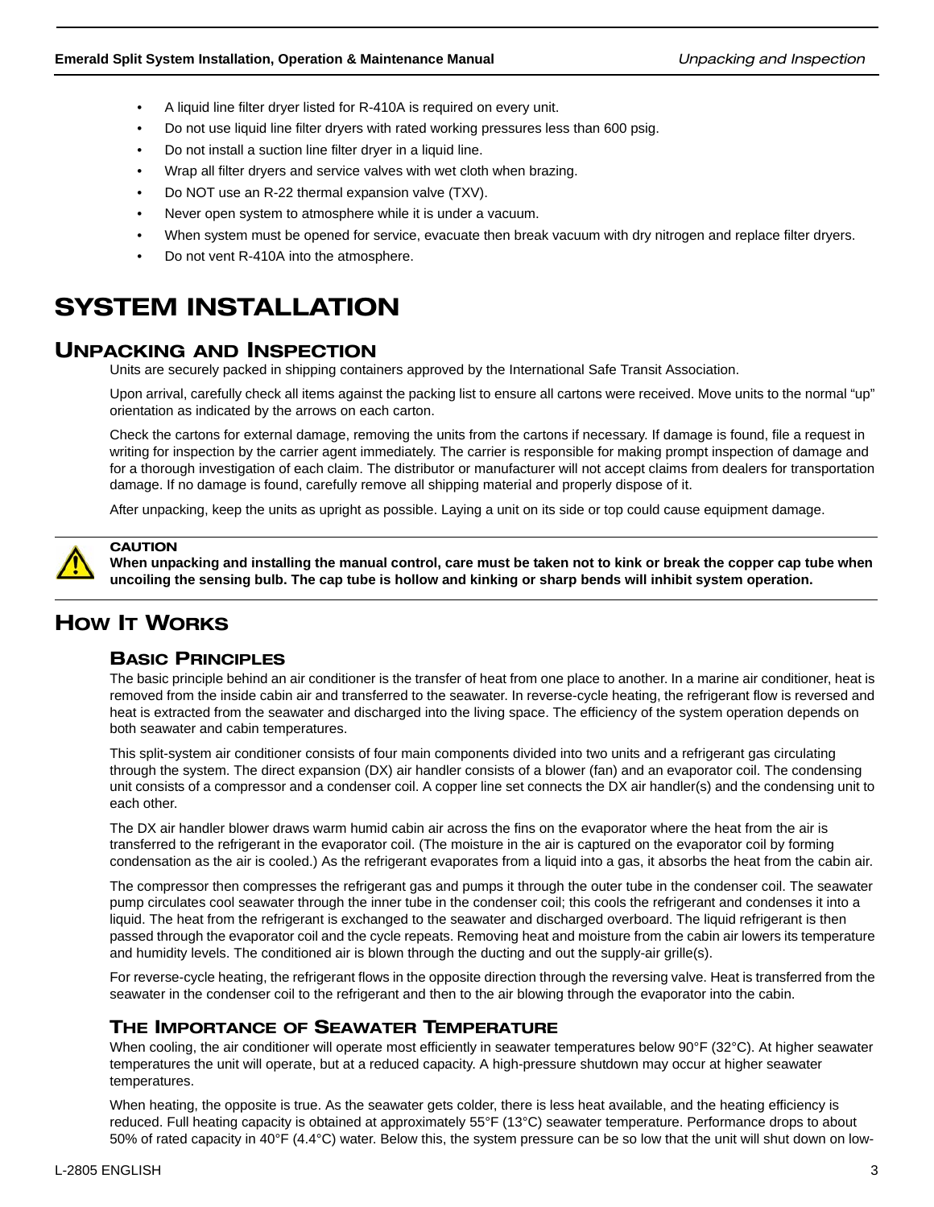- A liquid line filter dryer listed for R-410A is required on every unit.
- Do not use liquid line filter dryers with rated working pressures less than 600 psig.
- Do not install a suction line filter dryer in a liquid line.
- Wrap all filter dryers and service valves with wet cloth when brazing.
- Do NOT use an R-22 thermal expansion valve (TXV).
- Never open system to atmosphere while it is under a vacuum.
- When system must be opened for service, evacuate then break vacuum with dry nitrogen and replace filter dryers.
- Do not vent R-410A into the atmosphere.

# SYSTEM INSTALLATION

## UNPACKING AND INSPECTION

Units are securely packed in shipping containers approved by the International Safe Transit Association.

Upon arrival, carefully check all items against the packing list to ensure all cartons were received. Move units to the normal "up" orientation as indicated by the arrows on each carton.

Check the cartons for external damage, removing the units from the cartons if necessary. If damage is found, file a request in writing for inspection by the carrier agent immediately. The carrier is responsible for making prompt inspection of damage and for a thorough investigation of each claim. The distributor or manufacturer will not accept claims from dealers for transportation damage. If no damage is found, carefully remove all shipping material and properly dispose of it.

After unpacking, keep the units as upright as possible. Laying a unit on its side or top could cause equipment damage.

**CAUTION**
**When unpacking and installing the manual control, care must be taken not to kink or break the copper cap tube when uncoiling the sensing bulb. The cap tube is hollow and kinking or sharp bends will inhibit system operation.**

## HOW IT WORKS

### BASIC PRINCIPLES

The basic principle behind an air conditioner is the transfer of heat from one place to another. In a marine air conditioner, heat is removed from the inside cabin air and transferred to the seawater. In reverse-cycle heating, the refrigerant flow is reversed and heat is extracted from the seawater and discharged into the living space. The efficiency of the system operation depends on both seawater and cabin temperatures.

This split-system air conditioner consists of four main components divided into two units and a refrigerant gas circulating through the system. The direct expansion (DX) air handler consists of a blower (fan) and an evaporator coil. The condensing unit consists of a compressor and a condenser coil. A copper line set connects the DX air handler(s) and the condensing unit to each other.

The DX air handler blower draws warm humid cabin air across the fins on the evaporator where the heat from the air is transferred to the refrigerant in the evaporator coil. (The moisture in the air is captured on the evaporator coil by forming condensation as the air is cooled.) As the refrigerant evaporates from a liquid into a gas, it absorbs the heat from the cabin air.

The compressor then compresses the refrigerant gas and pumps it through the outer tube in the condenser coil. The seawater pump circulates cool seawater through the inner tube in the condenser coil; this cools the refrigerant and condenses it into a liquid. The heat from the refrigerant is exchanged to the seawater and discharged overboard. The liquid refrigerant is then passed through the evaporator coil and the cycle repeats. Removing heat and moisture from the cabin air lowers its temperature and humidity levels. The conditioned air is blown through the ducting and out the supply-air grille(s).

For reverse-cycle heating, the refrigerant flows in the opposite direction through the reversing valve. Heat is transferred from the seawater in the condenser coil to the refrigerant and then to the air blowing through the evaporator into the cabin.

### THE IMPORTANCE OF SEAWATER TEMPERATURE

When cooling, the air conditioner will operate most efficiently in seawater temperatures below 90°F (32°C). At higher seawater temperatures the unit will operate, but at a reduced capacity. A high-pressure shutdown may occur at higher seawater temperatures.

When heating, the opposite is true. As the seawater gets colder, there is less heat available, and the heating efficiency is reduced. Full heating capacity is obtained at approximately 55°F (13°C) seawater temperature. Performance drops to about 50% of rated capacity in 40°F (4.4°C) water. Below this, the system pressure can be so low that the unit will shut down on low-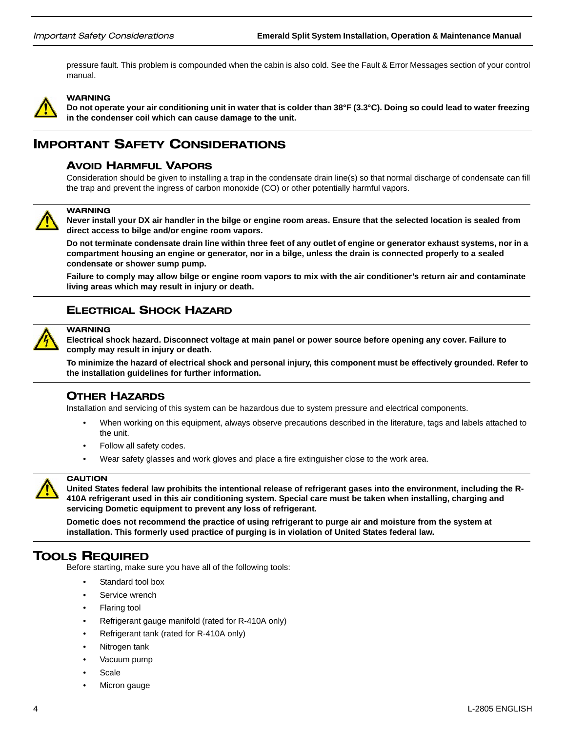pressure fault. This problem is compounded when the cabin is also cold. See the Fault & Error Messages section of your control manual.

**WARNING**
**Do not operate your air conditioning unit in water that is colder than 38°F (3.3°C). Doing so could lead to water freezing in the condenser coil which can cause damage to the unit.**

# IMPORTANT SAFETY CONSIDERATIONS

## AVOID HARMFUL VAPORS

Consideration should be given to installing a trap in the condensate drain line(s) so that normal discharge of condensate can fill the trap and prevent the ingress of carbon monoxide (CO) or other potentially harmful vapors.

**WARNING**
**Never install your DX air handler in the bilge or engine room areas. Ensure that the selected location is sealed from direct access to bilge and/or engine room vapors.**

**Do not terminate condensate drain line within three feet of any outlet of engine or generator exhaust systems, nor in a compartment housing an engine or generator, nor in a bilge, unless the drain is connected properly to a sealed condensate or shower sump pump.**

**Failure to comply may allow bilge or engine room vapors to mix with the air conditioner's return air and contaminate living areas which may result in injury or death.**

## ELECTRICAL SHOCK HAZARD

**WARNING**
**Electrical shock hazard. Disconnect voltage at main panel or power source before opening any cover. Failure to comply may result in injury or death.**

**To minimize the hazard of electrical shock and personal injury, this component must be effectively grounded. Refer to the installation guidelines for further information.**

## OTHER HAZARDS

Installation and servicing of this system can be hazardous due to system pressure and electrical components.

- When working on this equipment, always observe precautions described in the literature, tags and labels attached to the unit.
- Follow all safety codes.
- Wear safety glasses and work gloves and place a fire extinguisher close to the work area.

**CAUTION**
**United States federal law prohibits the intentional release of refrigerant gases into the environment, including the R-410A refrigerant used in this air conditioning system. Special care must be taken when installing, charging and servicing Dometic equipment to prevent any loss of refrigerant.**

**Dometic does not recommend the practice of using refrigerant to purge air and moisture from the system at installation. This formerly used practice of purging is in violation of United States federal law.**

# TOOLS REQUIRED

Before starting, make sure you have all of the following tools:

- Standard tool box
- Service wrench
- Flaring tool
- Refrigerant gauge manifold (rated for R-410A only)
- Refrigerant tank (rated for R-410A only)
- Nitrogen tank
- Vacuum pump
- Scale
- Micron gauge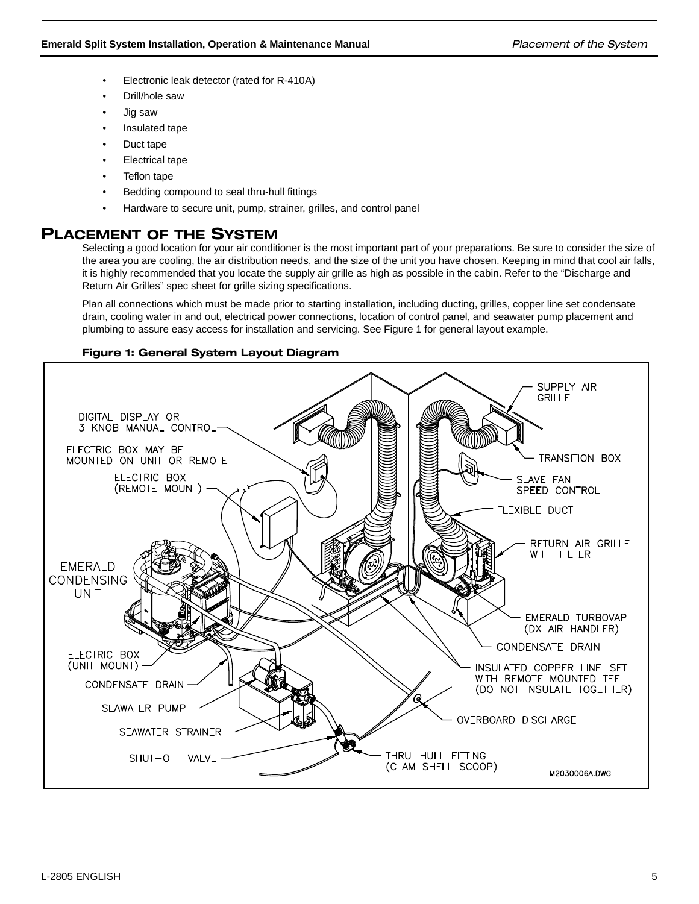- Electronic leak detector (rated for R-410A)
- Drill/hole saw
- Jig saw
- Insulated tape
- Duct tape
- Electrical tape
- Teflon tape
- Bedding compound to seal thru-hull fittings
- Hardware to secure unit, pump, strainer, grilles, and control panel

## Placement of the System

Selecting a good location for your air conditioner is the most important part of your preparations. Be sure to consider the size of the area you are cooling, the air distribution needs, and the size of the unit you have chosen. Keeping in mind that cool air falls, it is highly recommended that you locate the supply air grille as high as possible in the cabin. Refer to the "Discharge and Return Air Grilles" spec sheet for grille sizing specifications.

Plan all connections which must be made prior to starting installation, including ducting, grilles, copper line set condensate drain, cooling water in and out, electrical power connections, location of control panel, and seawater pump placement and plumbing to assure easy access for installation and servicing. See Figure 1 for general layout example.

**Figure 1: General System Layout Diagram**

DIGITAL DISPLAY OR 3 KNOB MANUAL CONTROL
ELECTRIC BOX MAY BE MOUNTED ON UNIT OR REMOTE
ELECTRIC BOX (REMOTE MOUNT)
EMERALD CONDENSING UNIT
ELECTRIC BOX (UNIT MOUNT)
CONDENSATE DRAIN
SEAWATER PUMP
SEAWATER STRAINER
SHUT–OFF VALVE
SUPPLY AIR GRILLE
TRANSITION BOX
SLAVE FAN SPEED CONTROL
FLEXIBLE DUCT
RETURN AIR GRILLE WITH FILTER
EMERALD TURBOVAP (DX AIR HANDLER)
CONDENSATE DRAIN
INSULATED COPPER LINE–SET WITH REMOTE MOUNTED TEE (DO NOT INSULATE TOGETHER)
OVERBOARD DISCHARGE
THRU–HULL FITTING (CLAM SHELL SCOOP)
M2030006A.DWG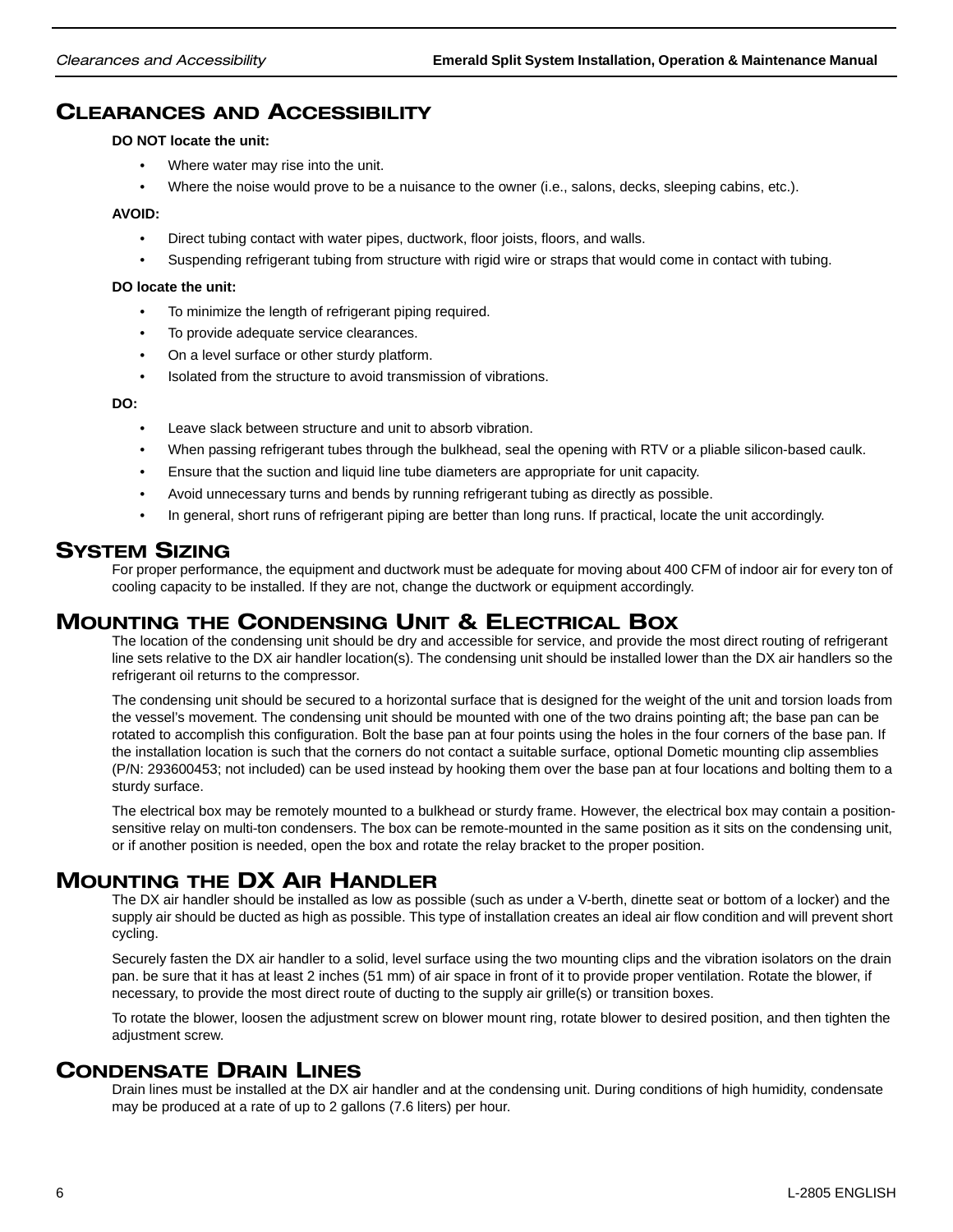# Clearances and Accessibility

**DO NOT locate the unit:**

- Where water may rise into the unit.
- Where the noise would prove to be a nuisance to the owner (i.e., salons, decks, sleeping cabins, etc.).

**AVOID:**

- Direct tubing contact with water pipes, ductwork, floor joists, floors, and walls.
- Suspending refrigerant tubing from structure with rigid wire or straps that would come in contact with tubing.

**DO locate the unit:**

- To minimize the length of refrigerant piping required.
- To provide adequate service clearances.
- On a level surface or other sturdy platform.
- Isolated from the structure to avoid transmission of vibrations.

**DO:**

- Leave slack between structure and unit to absorb vibration.
- When passing refrigerant tubes through the bulkhead, seal the opening with RTV or a pliable silicon-based caulk.
- Ensure that the suction and liquid line tube diameters are appropriate for unit capacity.
- Avoid unnecessary turns and bends by running refrigerant tubing as directly as possible.
- In general, short runs of refrigerant piping are better than long runs. If practical, locate the unit accordingly.

# System Sizing

For proper performance, the equipment and ductwork must be adequate for moving about 400 CFM of indoor air for every ton of cooling capacity to be installed. If they are not, change the ductwork or equipment accordingly.

# Mounting the Condensing Unit & Electrical Box

The location of the condensing unit should be dry and accessible for service, and provide the most direct routing of refrigerant line sets relative to the DX air handler location(s). The condensing unit should be installed lower than the DX air handlers so the refrigerant oil returns to the compressor.

The condensing unit should be secured to a horizontal surface that is designed for the weight of the unit and torsion loads from the vessel's movement. The condensing unit should be mounted with one of the two drains pointing aft; the base pan can be rotated to accomplish this configuration. Bolt the base pan at four points using the holes in the four corners of the base pan. If the installation location is such that the corners do not contact a suitable surface, optional Dometic mounting clip assemblies (P/N: 293600453; not included) can be used instead by hooking them over the base pan at four locations and bolting them to a sturdy surface.

The electrical box may be remotely mounted to a bulkhead or sturdy frame. However, the electrical box may contain a position-sensitive relay on multi-ton condensers. The box can be remote-mounted in the same position as it sits on the condensing unit, or if another position is needed, open the box and rotate the relay bracket to the proper position.

# Mounting the DX Air Handler

The DX air handler should be installed as low as possible (such as under a V-berth, dinette seat or bottom of a locker) and the supply air should be ducted as high as possible. This type of installation creates an ideal air flow condition and will prevent short cycling.

Securely fasten the DX air handler to a solid, level surface using the two mounting clips and the vibration isolators on the drain pan. be sure that it has at least 2 inches (51 mm) of air space in front of it to provide proper ventilation. Rotate the blower, if necessary, to provide the most direct route of ducting to the supply air grille(s) or transition boxes.

To rotate the blower, loosen the adjustment screw on blower mount ring, rotate blower to desired position, and then tighten the adjustment screw.

# Condensate Drain Lines

Drain lines must be installed at the DX air handler and at the condensing unit. During conditions of high humidity, condensate may be produced at a rate of up to 2 gallons (7.6 liters) per hour.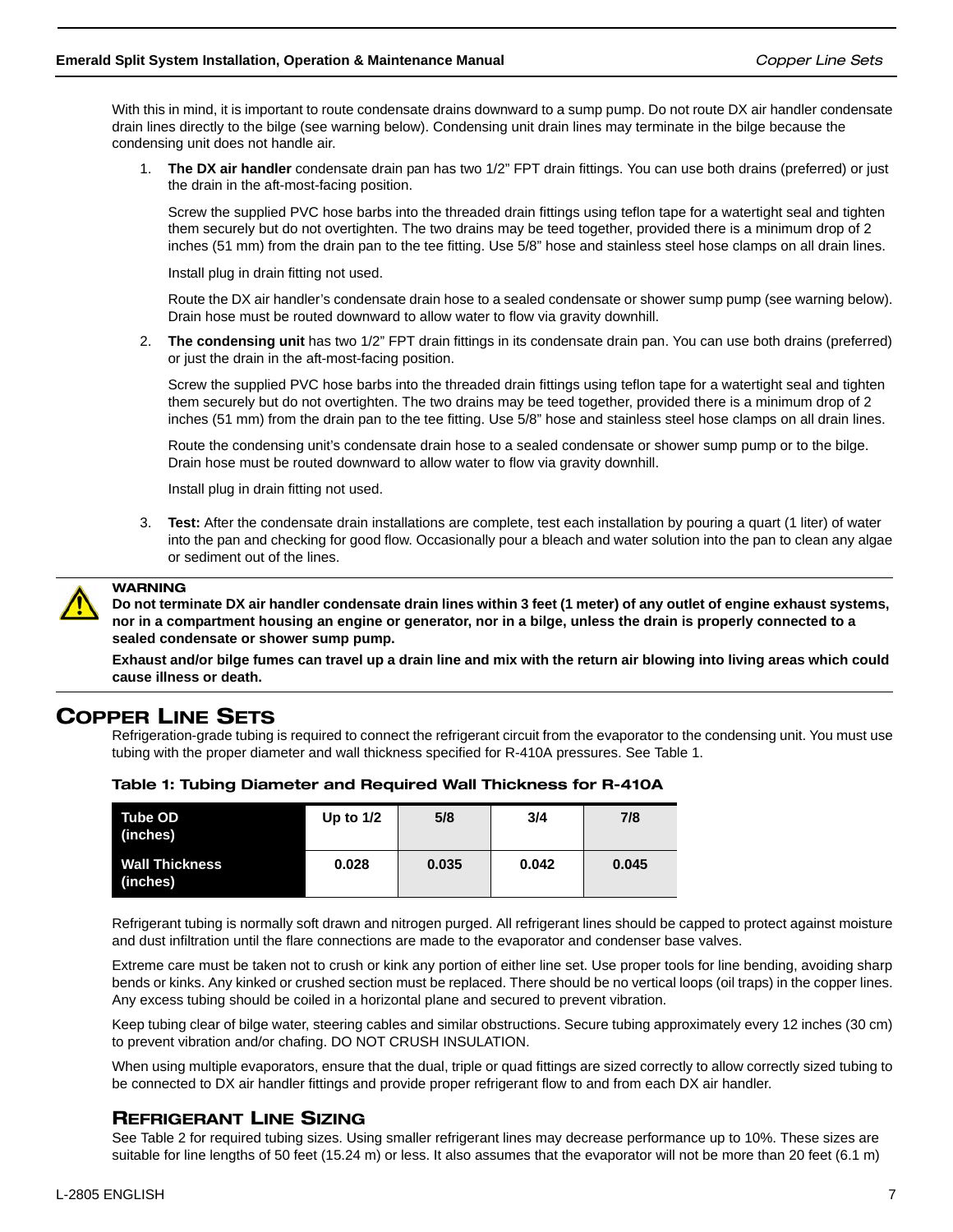With this in mind, it is important to route condensate drains downward to a sump pump. Do not route DX air handler condensate drain lines directly to the bilge (see warning below). Condensing unit drain lines may terminate in the bilge because the condensing unit does not handle air.

1. **The DX air handler** condensate drain pan has two 1/2” FPT drain fittings. You can use both drains (preferred) or just the drain in the aft-most-facing position.

   Screw the supplied PVC hose barbs into the threaded drain fittings using teflon tape for a watertight seal and tighten them securely but do not overtighten. The two drains may be teed together, provided there is a minimum drop of 2 inches (51 mm) from the drain pan to the tee fitting. Use 5/8” hose and stainless steel hose clamps on all drain lines.

   Install plug in drain fitting not used.

   Route the DX air handler’s condensate drain hose to a sealed condensate or shower sump pump (see warning below). Drain hose must be routed downward to allow water to flow via gravity downhill.

2. **The condensing unit** has two 1/2” FPT drain fittings in its condensate drain pan. You can use both drains (preferred) or just the drain in the aft-most-facing position.

   Screw the supplied PVC hose barbs into the threaded drain fittings using teflon tape for a watertight seal and tighten them securely but do not overtighten. The two drains may be teed together, provided there is a minimum drop of 2 inches (51 mm) from the drain pan to the tee fitting. Use 5/8” hose and stainless steel hose clamps on all drain lines.

   Route the condensing unit’s condensate drain hose to a sealed condensate or shower sump pump or to the bilge. Drain hose must be routed downward to allow water to flow via gravity downhill.

   Install plug in drain fitting not used.

3. **Test:** After the condensate drain installations are complete, test each installation by pouring a quart (1 liter) of water into the pan and checking for good flow. Occasionally pour a bleach and water solution into the pan to clean any algae or sediment out of the lines.

**WARNING**

**Do not terminate DX air handler condensate drain lines within 3 feet (1 meter) of any outlet of engine exhaust systems, nor in a compartment housing an engine or generator, nor in a bilge, unless the drain is properly connected to a sealed condensate or shower sump pump.**

**Exhaust and/or bilge fumes can travel up a drain line and mix with the return air blowing into living areas which could cause illness or death.**

## Copper Line Sets

Refrigeration-grade tubing is required to connect the refrigerant circuit from the evaporator to the condensing unit. You must use tubing with the proper diameter and wall thickness specified for R-410A pressures. See Table 1.

**Table 1: Tubing Diameter and Required Wall Thickness for R-410A**

| Tube OD (inches) | Up to 1/2 | 5/8 | 3/4 | 7/8 |
|---|---|---|---|---|
| Wall Thickness (inches) | 0.028 | 0.035 | 0.042 | 0.045 |

Refrigerant tubing is normally soft drawn and nitrogen purged. All refrigerant lines should be capped to protect against moisture and dust infiltration until the flare connections are made to the evaporator and condenser base valves.

Extreme care must be taken not to crush or kink any portion of either line set. Use proper tools for line bending, avoiding sharp bends or kinks. Any kinked or crushed section must be replaced. There should be no vertical loops (oil traps) in the copper lines. Any excess tubing should be coiled in a horizontal plane and secured to prevent vibration.

Keep tubing clear of bilge water, steering cables and similar obstructions. Secure tubing approximately every 12 inches (30 cm) to prevent vibration and/or chafing. DO NOT CRUSH INSULATION.

When using multiple evaporators, ensure that the dual, triple or quad fittings are sized correctly to allow correctly sized tubing to be connected to DX air handler fittings and provide proper refrigerant flow to and from each DX air handler.

### Refrigerant Line Sizing

See Table 2 for required tubing sizes. Using smaller refrigerant lines may decrease performance up to 10%. These sizes are suitable for line lengths of 50 feet (15.24 m) or less. It also assumes that the evaporator will not be more than 20 feet (6.1 m)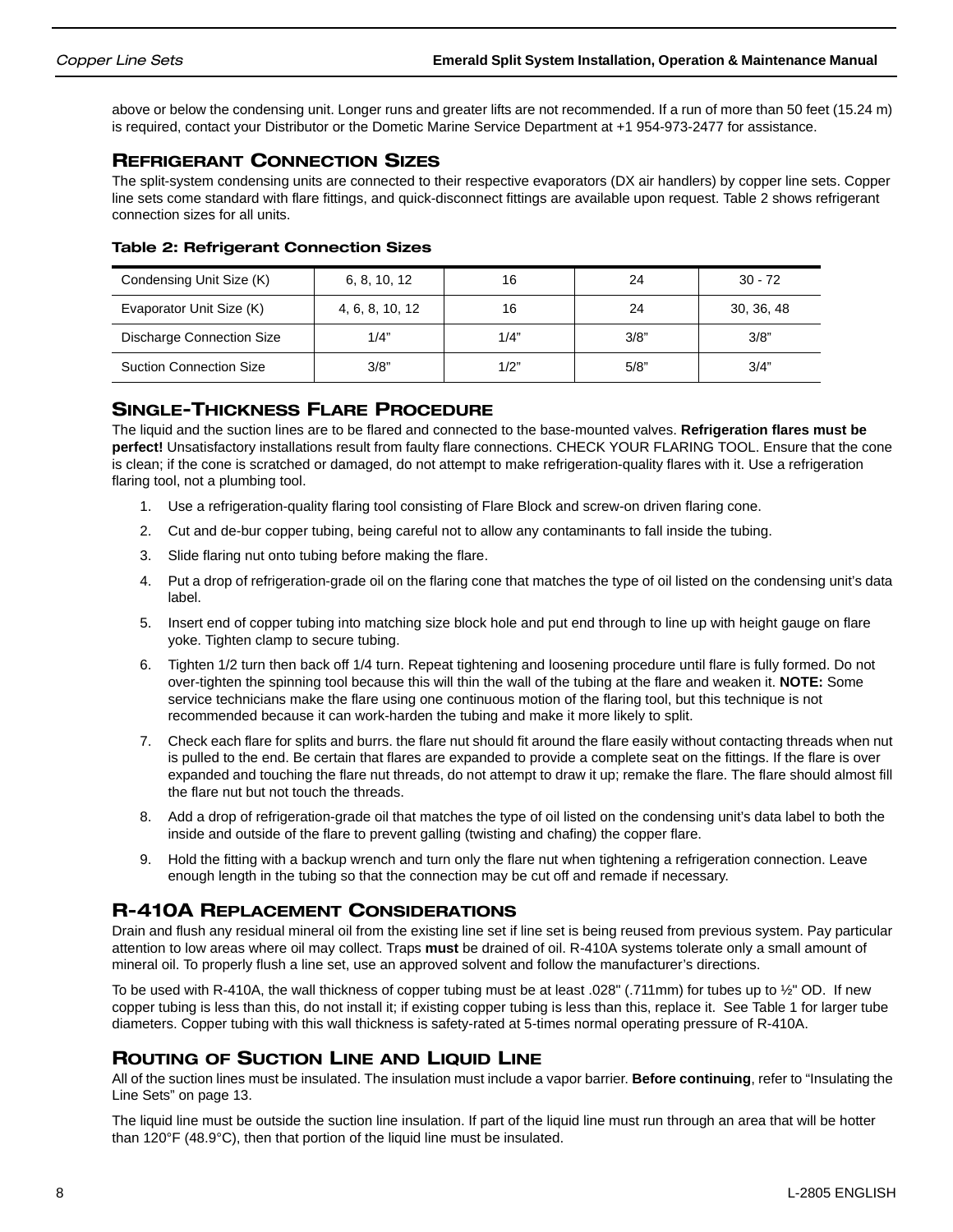above or below the condensing unit. Longer runs and greater lifts are not recommended. If a run of more than 50 feet (15.24 m) is required, contact your Distributor or the Dometic Marine Service Department at +1 954-973-2477 for assistance.

## Refrigerant Connection Sizes

The split-system condensing units are connected to their respective evaporators (DX air handlers) by copper line sets. Copper line sets come standard with flare fittings, and quick-disconnect fittings are available upon request. Table 2 shows refrigerant connection sizes for all units.

**Table 2: Refrigerant Connection Sizes**

| Condensing Unit Size (K) | 6, 8, 10, 12 | 16 | 24 | 30 - 72 |
|---|---|---|---|---|
| Evaporator Unit Size (K) | 4, 6, 8, 10, 12 | 16 | 24 | 30, 36, 48 |
| Discharge Connection Size | 1/4” | 1/4” | 3/8” | 3/8” |
| Suction Connection Size | 3/8” | 1/2” | 5/8” | 3/4” |

## Single-Thickness Flare Procedure

The liquid and the suction lines are to be flared and connected to the base-mounted valves. **Refrigeration flares must be perfect!** Unsatisfactory installations result from faulty flare connections. CHECK YOUR FLARING TOOL. Ensure that the cone is clean; if the cone is scratched or damaged, do not attempt to make refrigeration-quality flares with it. Use a refrigeration flaring tool, not a plumbing tool.

1. Use a refrigeration-quality flaring tool consisting of Flare Block and screw-on driven flaring cone.
2. Cut and de-bur copper tubing, being careful not to allow any contaminants to fall inside the tubing.
3. Slide flaring nut onto tubing before making the flare.
4. Put a drop of refrigeration-grade oil on the flaring cone that matches the type of oil listed on the condensing unit's data label.
5. Insert end of copper tubing into matching size block hole and put end through to line up with height gauge on flare yoke. Tighten clamp to secure tubing.
6. Tighten 1/2 turn then back off 1/4 turn. Repeat tightening and loosening procedure until flare is fully formed. Do not over-tighten the spinning tool because this will thin the wall of the tubing at the flare and weaken it. **NOTE:** Some service technicians make the flare using one continuous motion of the flaring tool, but this technique is not recommended because it can work-harden the tubing and make it more likely to split.
7. Check each flare for splits and burrs. the flare nut should fit around the flare easily without contacting threads when nut is pulled to the end. Be certain that flares are expanded to provide a complete seat on the fittings. If the flare is over expanded and touching the flare nut threads, do not attempt to draw it up; remake the flare. The flare should almost fill the flare nut but not touch the threads.
8. Add a drop of refrigeration-grade oil that matches the type of oil listed on the condensing unit's data label to both the inside and outside of the flare to prevent galling (twisting and chafing) the copper flare.
9. Hold the fitting with a backup wrench and turn only the flare nut when tightening a refrigeration connection. Leave enough length in the tubing so that the connection may be cut off and remade if necessary.

## R-410A Replacement Considerations

Drain and flush any residual mineral oil from the existing line set if line set is being reused from previous system. Pay particular attention to low areas where oil may collect. Traps **must** be drained of oil. R-410A systems tolerate only a small amount of mineral oil. To properly flush a line set, use an approved solvent and follow the manufacturer's directions.

To be used with R-410A, the wall thickness of copper tubing must be at least .028" (.711mm) for tubes up to ½" OD. If new copper tubing is less than this, do not install it; if existing copper tubing is less than this, replace it. See Table 1 for larger tube diameters. Copper tubing with this wall thickness is safety-rated at 5-times normal operating pressure of R-410A.

## Routing of Suction Line and Liquid Line

All of the suction lines must be insulated. The insulation must include a vapor barrier. **Before continuing**, refer to “Insulating the Line Sets” on page 13.

The liquid line must be outside the suction line insulation. If part of the liquid line must run through an area that will be hotter than 120°F (48.9°C), then that portion of the liquid line must be insulated.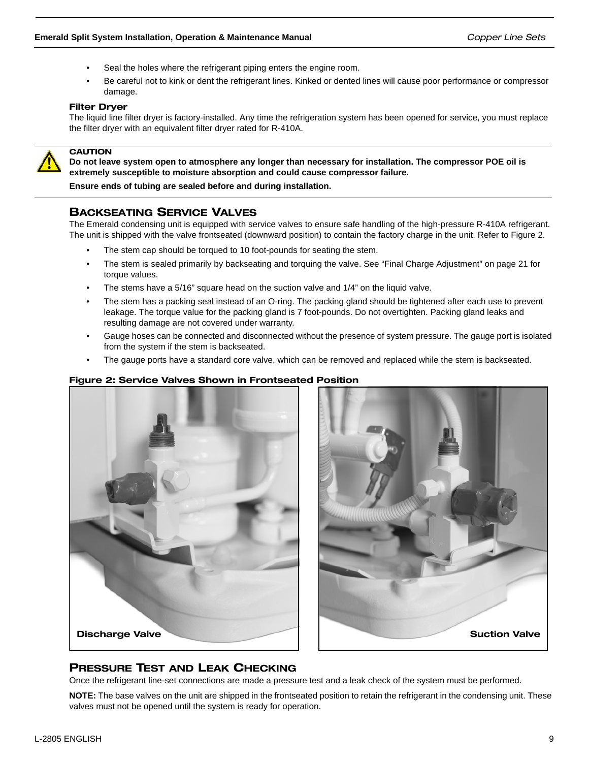- Seal the holes where the refrigerant piping enters the engine room.
- Be careful not to kink or dent the refrigerant lines. Kinked or dented lines will cause poor performance or compressor damage.

**Filter Dryer**

The liquid line filter dryer is factory-installed. Any time the refrigeration system has been opened for service, you must replace the filter dryer with an equivalent filter dryer rated for R-410A.

**CAUTION**

**Do not leave system open to atmosphere any longer than necessary for installation. The compressor POE oil is extremely susceptible to moisture absorption and could cause compressor failure.**

**Ensure ends of tubing are sealed before and during installation.**

## Backseating Service Valves

The Emerald condensing unit is equipped with service valves to ensure safe handling of the high-pressure R-410A refrigerant. The unit is shipped with the valve frontseated (downward position) to contain the factory charge in the unit. Refer to Figure 2.

- The stem cap should be torqued to 10 foot-pounds for seating the stem.
- The stem is sealed primarily by backseating and torquing the valve. See "Final Charge Adjustment" on page 21 for torque values.
- The stems have a 5/16" square head on the suction valve and 1/4" on the liquid valve.
- The stem has a packing seal instead of an O-ring. The packing gland should be tightened after each use to prevent leakage. The torque value for the packing gland is 7 foot-pounds. Do not overtighten. Packing gland leaks and resulting damage are not covered under warranty.
- Gauge hoses can be connected and disconnected without the presence of system pressure. The gauge port is isolated from the system if the stem is backseated.
- The gauge ports have a standard core valve, which can be removed and replaced while the stem is backseated.

**Figure 2: Service Valves Shown in Frontseated Position**

Discharge Valve

Suction Valve

## Pressure Test and Leak Checking

Once the refrigerant line-set connections are made a pressure test and a leak check of the system must be performed.

**NOTE:** The base valves on the unit are shipped in the frontseated position to retain the refrigerant in the condensing unit. These valves must not be opened until the system is ready for operation.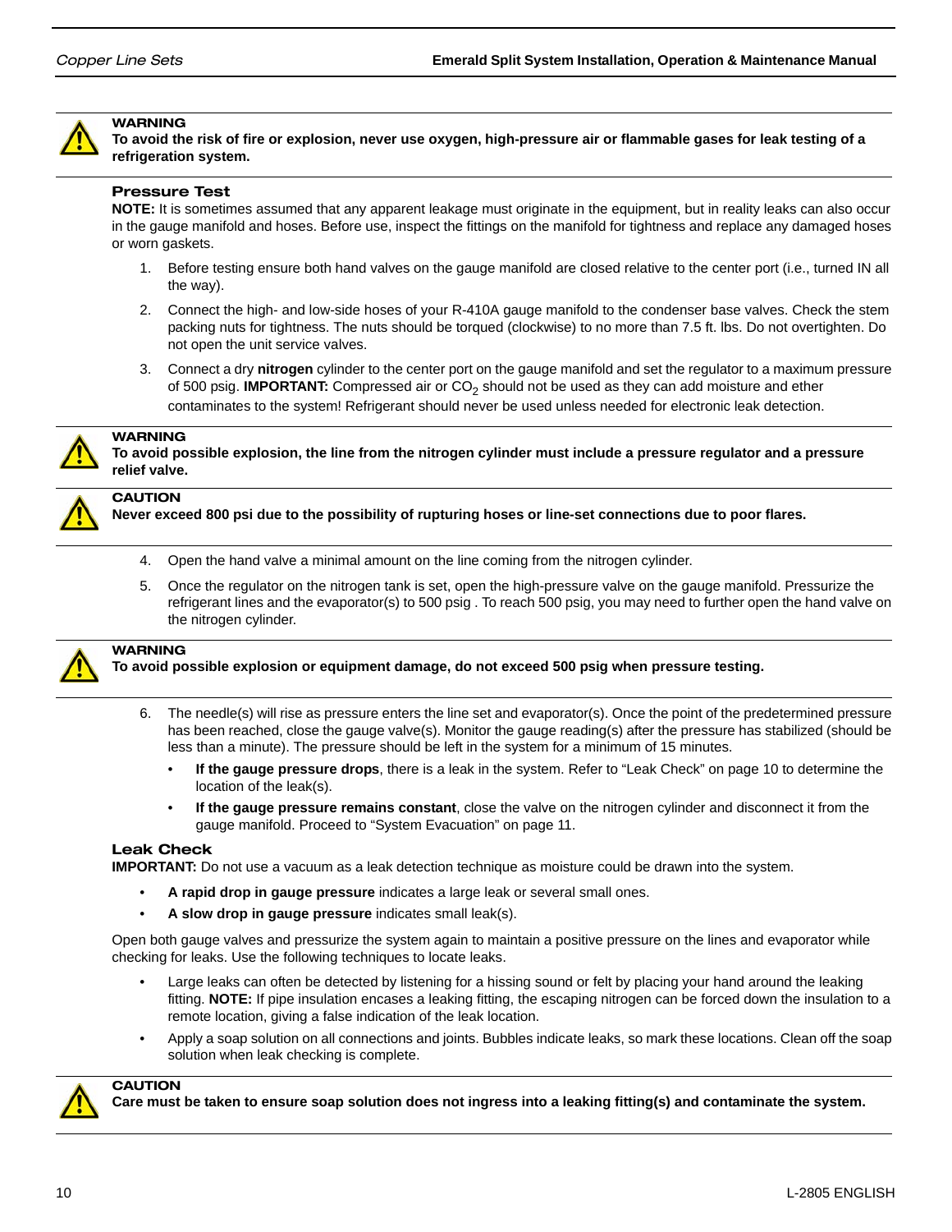**WARNING**
**To avoid the risk of fire or explosion, never use oxygen, high-pressure air or flammable gases for leak testing of a refrigeration system.**

### Pressure Test

**NOTE:** It is sometimes assumed that any apparent leakage must originate in the equipment, but in reality leaks can also occur in the gauge manifold and hoses. Before use, inspect the fittings on the manifold for tightness and replace any damaged hoses or worn gaskets.

1. Before testing ensure both hand valves on the gauge manifold are closed relative to the center port (i.e., turned IN all the way).
2. Connect the high- and low-side hoses of your R-410A gauge manifold to the condenser base valves. Check the stem packing nuts for tightness. The nuts should be torqued (clockwise) to no more than 7.5 ft. lbs. Do not overtighten. Do not open the unit service valves.
3. Connect a dry **nitrogen** cylinder to the center port on the gauge manifold and set the regulator to a maximum pressure of 500 psig. **IMPORTANT:** Compressed air or $CO_2$ should not be used as they can add moisture and ether contaminates to the system! Refrigerant should never be used unless needed for electronic leak detection.

**WARNING**
**To avoid possible explosion, the line from the nitrogen cylinder must include a pressure regulator and a pressure relief valve.**

**CAUTION**
**Never exceed 800 psi due to the possibility of rupturing hoses or line-set connections due to poor flares.**

4. Open the hand valve a minimal amount on the line coming from the nitrogen cylinder.
5. Once the regulator on the nitrogen tank is set, open the high-pressure valve on the gauge manifold. Pressurize the refrigerant lines and the evaporator(s) to 500 psig . To reach 500 psig, you may need to further open the hand valve on the nitrogen cylinder.

**WARNING**
**To avoid possible explosion or equipment damage, do not exceed 500 psig when pressure testing.**

6. The needle(s) will rise as pressure enters the line set and evaporator(s). Once the point of the predetermined pressure has been reached, close the gauge valve(s). Monitor the gauge reading(s) after the pressure has stabilized (should be less than a minute). The pressure should be left in the system for a minimum of 15 minutes.
   - **If the gauge pressure drops**, there is a leak in the system. Refer to “Leak Check” on page 10 to determine the location of the leak(s).
   - **If the gauge pressure remains constant**, close the valve on the nitrogen cylinder and disconnect it from the gauge manifold. Proceed to “System Evacuation” on page 11.

### Leak Check

**IMPORTANT:** Do not use a vacuum as a leak detection technique as moisture could be drawn into the system.

- **A rapid drop in gauge pressure** indicates a large leak or several small ones.
- **A slow drop in gauge pressure** indicates small leak(s).

Open both gauge valves and pressurize the system again to maintain a positive pressure on the lines and evaporator while checking for leaks. Use the following techniques to locate leaks.

- Large leaks can often be detected by listening for a hissing sound or felt by placing your hand around the leaking fitting. **NOTE:** If pipe insulation encases a leaking fitting, the escaping nitrogen can be forced down the insulation to a remote location, giving a false indication of the leak location.
- Apply a soap solution on all connections and joints. Bubbles indicate leaks, so mark these locations. Clean off the soap solution when leak checking is complete.

**CAUTION**
**Care must be taken to ensure soap solution does not ingress into a leaking fitting(s) and contaminate the system.**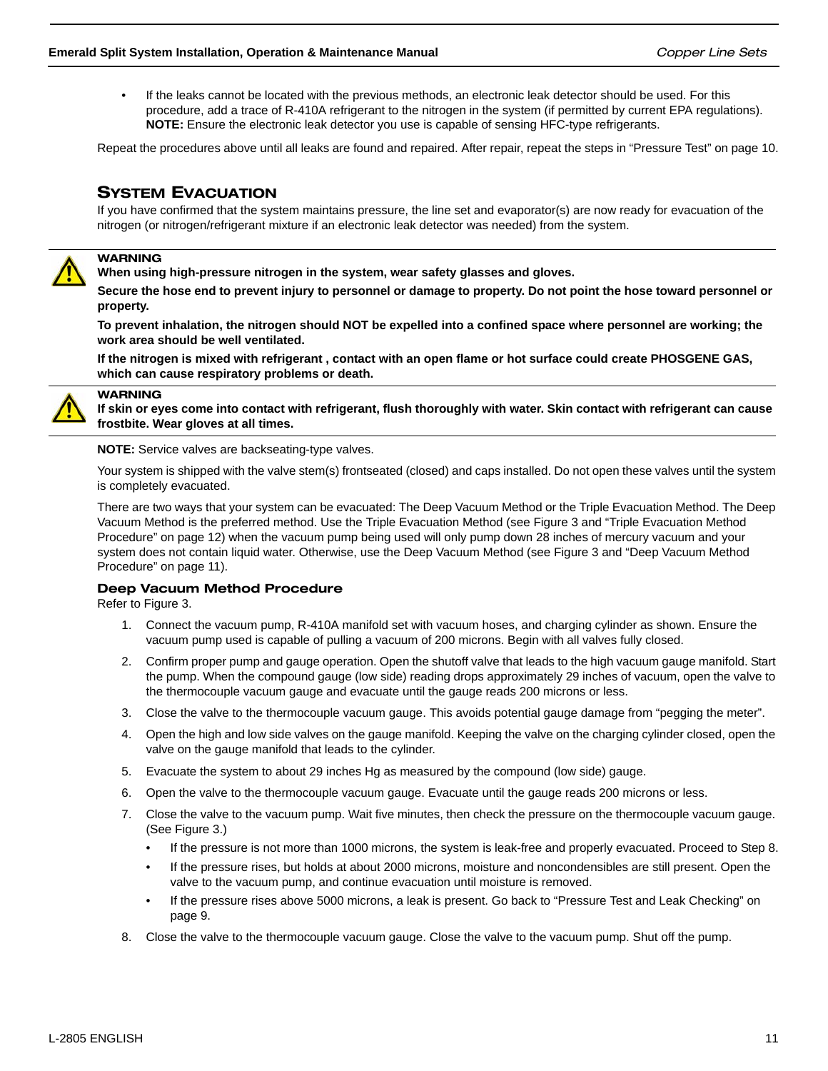- If the leaks cannot be located with the previous methods, an electronic leak detector should be used. For this procedure, add a trace of R-410A refrigerant to the nitrogen in the system (if permitted by current EPA regulations). **NOTE:** Ensure the electronic leak detector you use is capable of sensing HFC-type refrigerants.

Repeat the procedures above until all leaks are found and repaired. After repair, repeat the steps in “Pressure Test” on page 10.

## System Evacuation

If you have confirmed that the system maintains pressure, the line set and evaporator(s) are now ready for evacuation of the nitrogen (or nitrogen/refrigerant mixture if an electronic leak detector was needed) from the system.

**WARNING**
**When using high-pressure nitrogen in the system, wear safety glasses and gloves.**

**Secure the hose end to prevent injury to personnel or damage to property. Do not point the hose toward personnel or property.**

**To prevent inhalation, the nitrogen should NOT be expelled into a confined space where personnel are working; the work area should be well ventilated.**

**If the nitrogen is mixed with refrigerant , contact with an open flame or hot surface could create PHOSGENE GAS, which can cause respiratory problems or death.**

**WARNING**
**If skin or eyes come into contact with refrigerant, flush thoroughly with water. Skin contact with refrigerant can cause frostbite. Wear gloves at all times.**

**NOTE:** Service valves are backseating-type valves.

Your system is shipped with the valve stem(s) frontseated (closed) and caps installed. Do not open these valves until the system is completely evacuated.

There are two ways that your system can be evacuated: The Deep Vacuum Method or the Triple Evacuation Method. The Deep Vacuum Method is the preferred method. Use the Triple Evacuation Method (see Figure 3 and “Triple Evacuation Method Procedure” on page 12) when the vacuum pump being used will only pump down 28 inches of mercury vacuum and your system does not contain liquid water. Otherwise, use the Deep Vacuum Method (see Figure 3 and “Deep Vacuum Method Procedure” on page 11).

### Deep Vacuum Method Procedure

Refer to Figure 3.

1. Connect the vacuum pump, R-410A manifold set with vacuum hoses, and charging cylinder as shown. Ensure the vacuum pump used is capable of pulling a vacuum of 200 microns. Begin with all valves fully closed.
2. Confirm proper pump and gauge operation. Open the shutoff valve that leads to the high vacuum gauge manifold. Start the pump. When the compound gauge (low side) reading drops approximately 29 inches of vacuum, open the valve to the thermocouple vacuum gauge and evacuate until the gauge reads 200 microns or less.
3. Close the valve to the thermocouple vacuum gauge. This avoids potential gauge damage from “pegging the meter”.
4. Open the high and low side valves on the gauge manifold. Keeping the valve on the charging cylinder closed, open the valve on the gauge manifold that leads to the cylinder.
5. Evacuate the system to about 29 inches Hg as measured by the compound (low side) gauge.
6. Open the valve to the thermocouple vacuum gauge. Evacuate until the gauge reads 200 microns or less.
7. Close the valve to the vacuum pump. Wait five minutes, then check the pressure on the thermocouple vacuum gauge. (See Figure 3.)
   - If the pressure is not more than 1000 microns, the system is leak-free and properly evacuated. Proceed to Step 8.
   - If the pressure rises, but holds at about 2000 microns, moisture and noncondensibles are still present. Open the valve to the vacuum pump, and continue evacuation until moisture is removed.
   - If the pressure rises above 5000 microns, a leak is present. Go back to “Pressure Test and Leak Checking” on page 9.
8. Close the valve to the thermocouple vacuum gauge. Close the valve to the vacuum pump. Shut off the pump.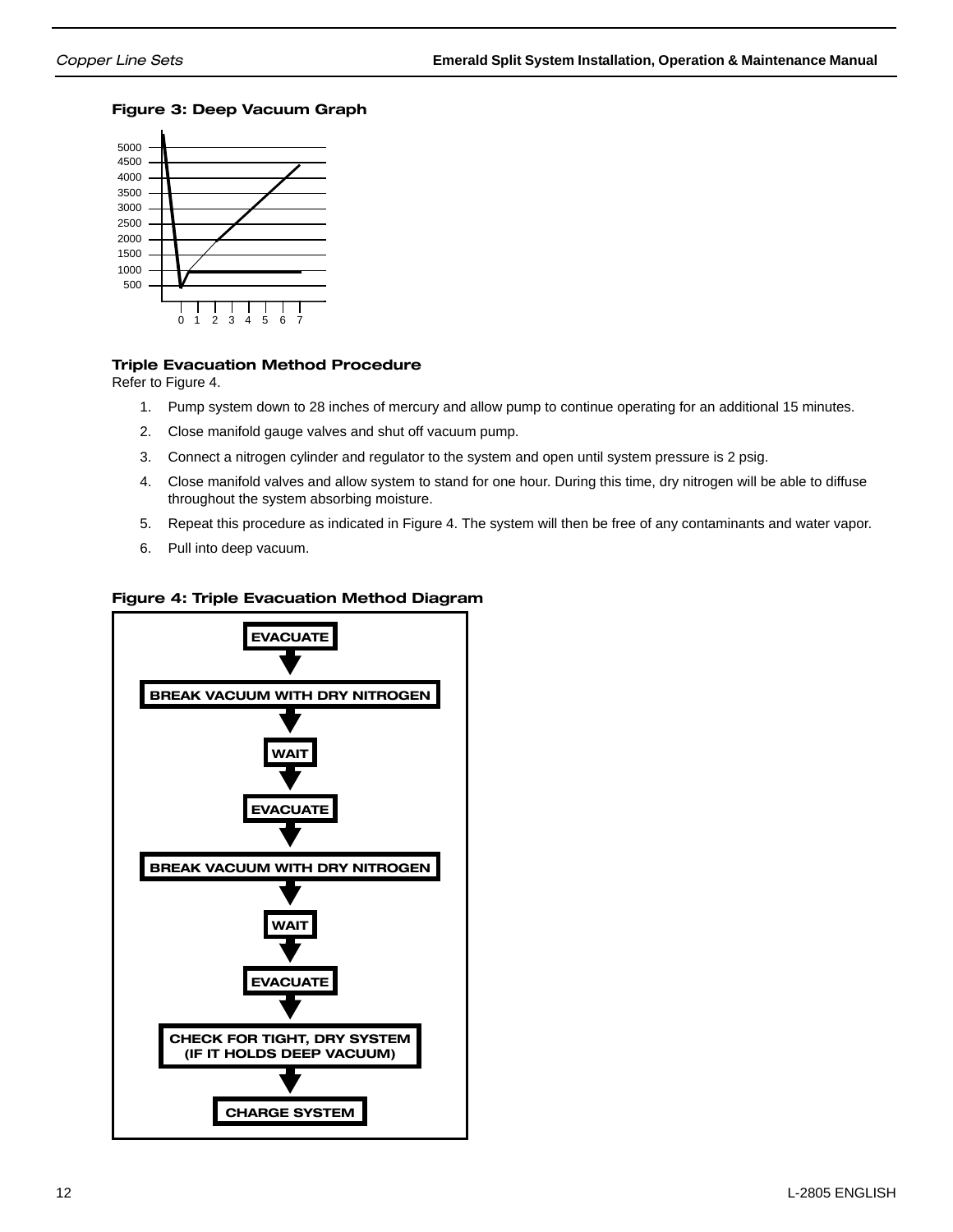**Figure 3: Deep Vacuum Graph**

**Triple Evacuation Method Procedure**

Refer to Figure 4.

1. Pump system down to 28 inches of mercury and allow pump to continue operating for an additional 15 minutes.
2. Close manifold gauge valves and shut off vacuum pump.
3. Connect a nitrogen cylinder and regulator to the system and open until system pressure is 2 psig.
4. Close manifold valves and allow system to stand for one hour. During this time, dry nitrogen will be able to diffuse throughout the system absorbing moisture.
5. Repeat this procedure as indicated in Figure 4. The system will then be free of any contaminants and water vapor.
6. Pull into deep vacuum.

**Figure 4: Triple Evacuation Method Diagram**

EVACUATE
↓
BREAK VACUUM WITH DRY NITROGEN
↓
WAIT
↓
EVACUATE
↓
BREAK VACUUM WITH DRY NITROGEN
↓
WAIT
↓
EVACUATE
↓
CHECK FOR TIGHT, DRY SYSTEM (IF IT HOLDS DEEP VACUUM)
↓
CHARGE SYSTEM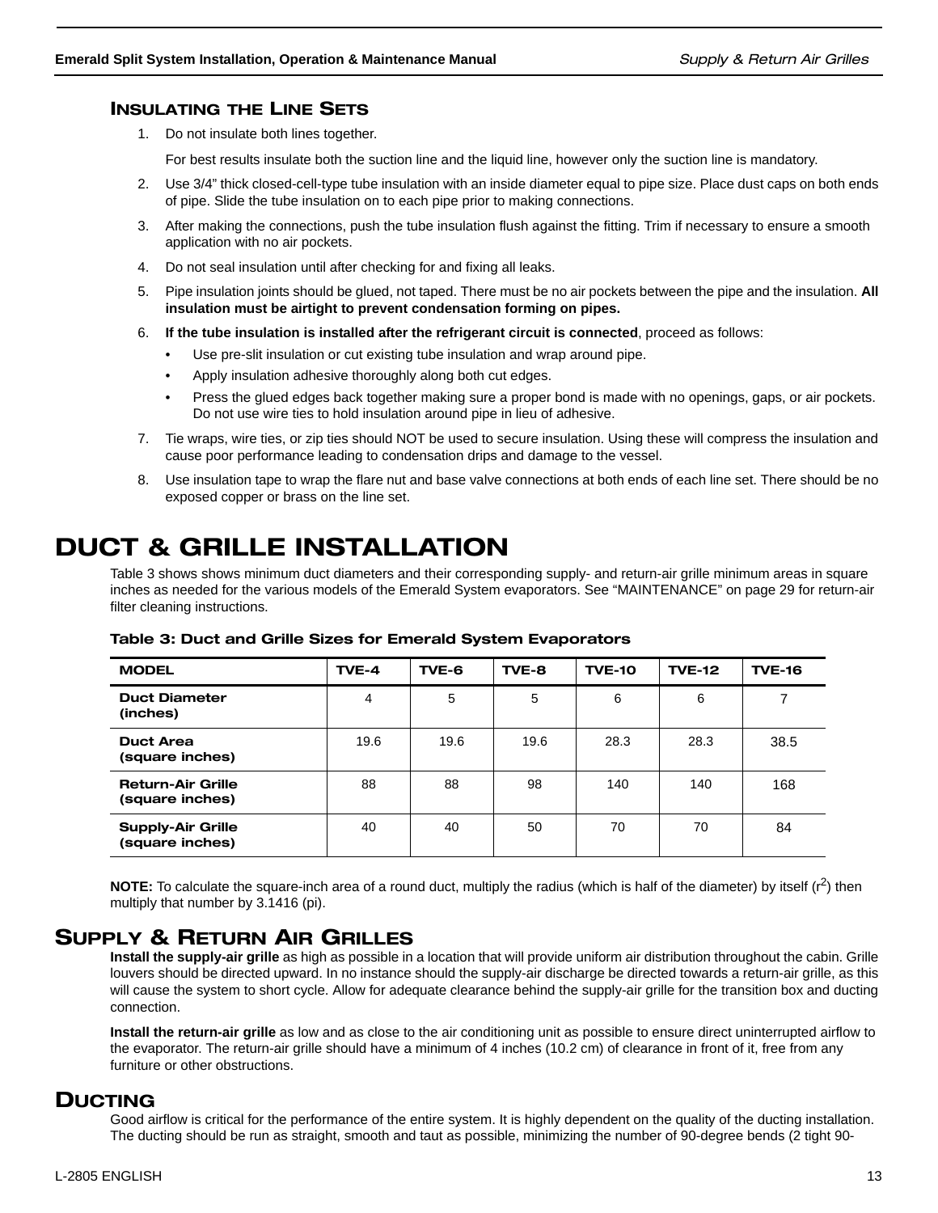### Insulating the Line Sets

1. Do not insulate both lines together.

   For best results insulate both the suction line and the liquid line, however only the suction line is mandatory.

2. Use 3/4” thick closed-cell-type tube insulation with an inside diameter equal to pipe size. Place dust caps on both ends of pipe. Slide the tube insulation on to each pipe prior to making connections.
3. After making the connections, push the tube insulation flush against the fitting. Trim if necessary to ensure a smooth application with no air pockets.
4. Do not seal insulation until after checking for and fixing all leaks.
5. Pipe insulation joints should be glued, not taped. There must be no air pockets between the pipe and the insulation. **All insulation must be airtight to prevent condensation forming on pipes.**
6. **If the tube insulation is installed after the refrigerant circuit is connected**, proceed as follows:
   - Use pre-slit insulation or cut existing tube insulation and wrap around pipe.
   - Apply insulation adhesive thoroughly along both cut edges.
   - Press the glued edges back together making sure a proper bond is made with no openings, gaps, or air pockets. Do not use wire ties to hold insulation around pipe in lieu of adhesive.
7. Tie wraps, wire ties, or zip ties should NOT be used to secure insulation. Using these will compress the insulation and cause poor performance leading to condensation drips and damage to the vessel.
8. Use insulation tape to wrap the flare nut and base valve connections at both ends of each line set. There should be no exposed copper or brass on the line set.

# DUCT & GRILLE INSTALLATION

Table 3 shows shows minimum duct diameters and their corresponding supply- and return-air grille minimum areas in square inches as needed for the various models of the Emerald System evaporators. See “MAINTENANCE” on page 29 for return-air filter cleaning instructions.

**Table 3: Duct and Grille Sizes for Emerald System Evaporators**

| MODEL | TVE-4 | TVE-6 | TVE-8 | TVE-10 | TVE-12 | TVE-16 |
|---|---|---|---|---|---|---|
| Duct Diameter (inches) | 4 | 5 | 5 | 6 | 6 | 7 |
| Duct Area (square inches) | 19.6 | 19.6 | 19.6 | 28.3 | 28.3 | 38.5 |
| Return-Air Grille (square inches) | 88 | 88 | 98 | 140 | 140 | 168 |
| Supply-Air Grille (square inches) | 40 | 40 | 50 | 70 | 70 | 84 |

**NOTE:** To calculate the square-inch area of a round duct, multiply the radius (which is half of the diameter) by itself ($r^2$) then multiply that number by 3.1416 (pi).

## Supply & Return Air Grilles

**Install the supply-air grille** as high as possible in a location that will provide uniform air distribution throughout the cabin. Grille louvers should be directed upward. In no instance should the supply-air discharge be directed towards a return-air grille, as this will cause the system to short cycle. Allow for adequate clearance behind the supply-air grille for the transition box and ducting connection.

**Install the return-air grille** as low and as close to the air conditioning unit as possible to ensure direct uninterrupted airflow to the evaporator. The return-air grille should have a minimum of 4 inches (10.2 cm) of clearance in front of it, free from any furniture or other obstructions.

## Ducting

Good airflow is critical for the performance of the entire system. It is highly dependent on the quality of the ducting installation. The ducting should be run as straight, smooth and taut as possible, minimizing the number of 90-degree bends (2 tight 90-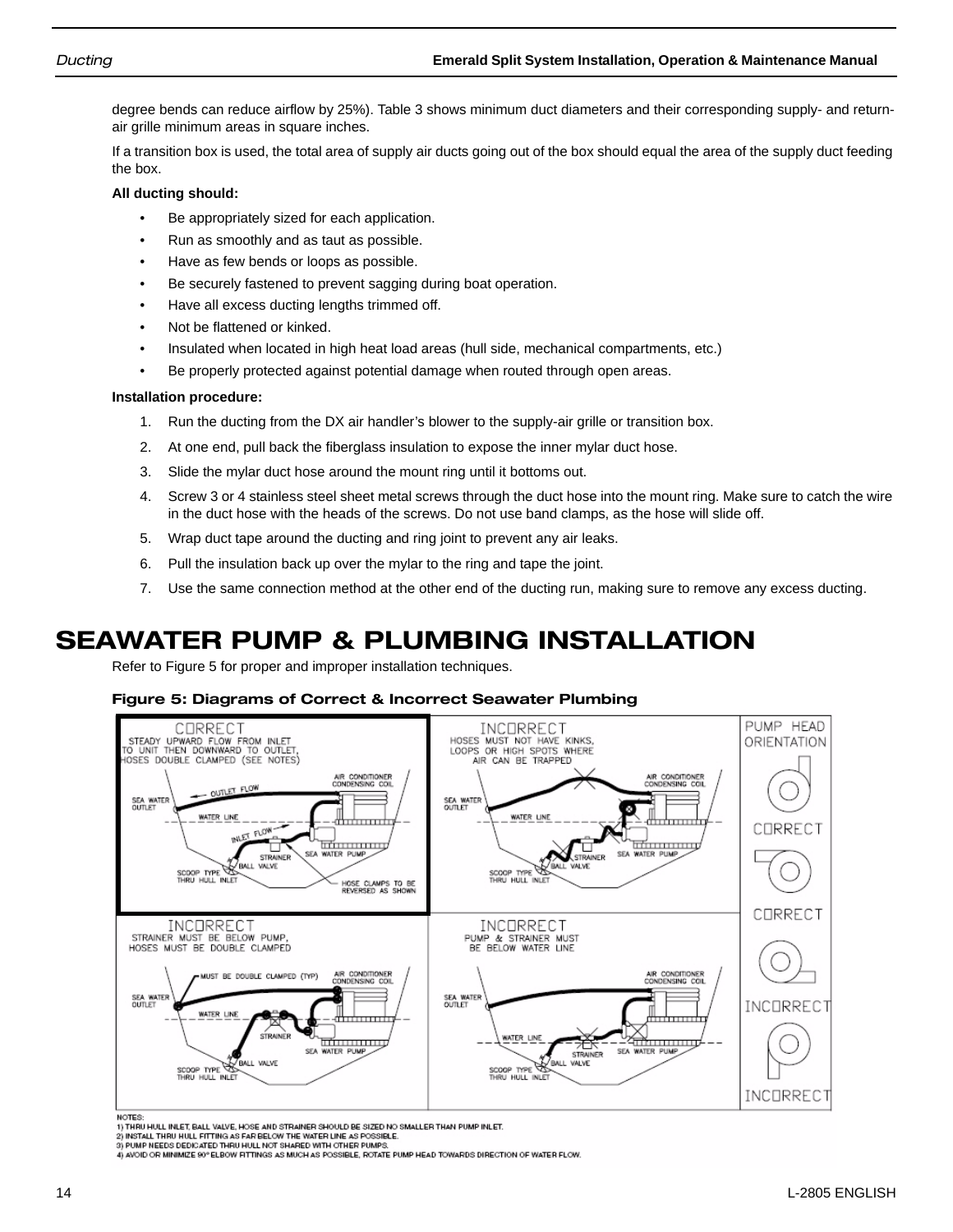degree bends can reduce airflow by 25%). Table 3 shows minimum duct diameters and their corresponding supply- and return-air grille minimum areas in square inches.

If a transition box is used, the total area of supply air ducts going out of the box should equal the area of the supply duct feeding the box.

**All ducting should:**

- Be appropriately sized for each application.
- Run as smoothly and as taut as possible.
- Have as few bends or loops as possible.
- Be securely fastened to prevent sagging during boat operation.
- Have all excess ducting lengths trimmed off.
- Not be flattened or kinked.
- Insulated when located in high heat load areas (hull side, mechanical compartments, etc.)
- Be properly protected against potential damage when routed through open areas.

**Installation procedure:**

1. Run the ducting from the DX air handler's blower to the supply-air grille or transition box.
2. At one end, pull back the fiberglass insulation to expose the inner mylar duct hose.
3. Slide the mylar duct hose around the mount ring until it bottoms out.
4. Screw 3 or 4 stainless steel sheet metal screws through the duct hose into the mount ring. Make sure to catch the wire in the duct hose with the heads of the screws. Do not use band clamps, as the hose will slide off.
5. Wrap duct tape around the ducting and ring joint to prevent any air leaks.
6. Pull the insulation back up over the mylar to the ring and tape the joint.
7. Use the same connection method at the other end of the ducting run, making sure to remove any excess ducting.

# SEAWATER PUMP & PLUMBING INSTALLATION

Refer to Figure 5 for proper and improper installation techniques.

**Figure 5: Diagrams of Correct & Incorrect Seawater Plumbing**

NOTES:
1) THRU HULL INLET, BALL VALVE, HOSE AND STRAINER SHOULD BE SIZED NO SMALLER THAN PUMP INLET.
2) INSTALL THRU HULL FITTING AS FAR BELOW THE WATER LINE AS POSSIBLE.
3) PUMP NEEDS DEDICATED THRU HULL NOT SHARED WITH OTHER PUMPS.
4) AVOID OR MINIMIZE 90° ELBOW FITTINGS AS MUCH AS POSSIBLE, ROTATE PUMP HEAD TOWARDS DIRECTION OF WATER FLOW.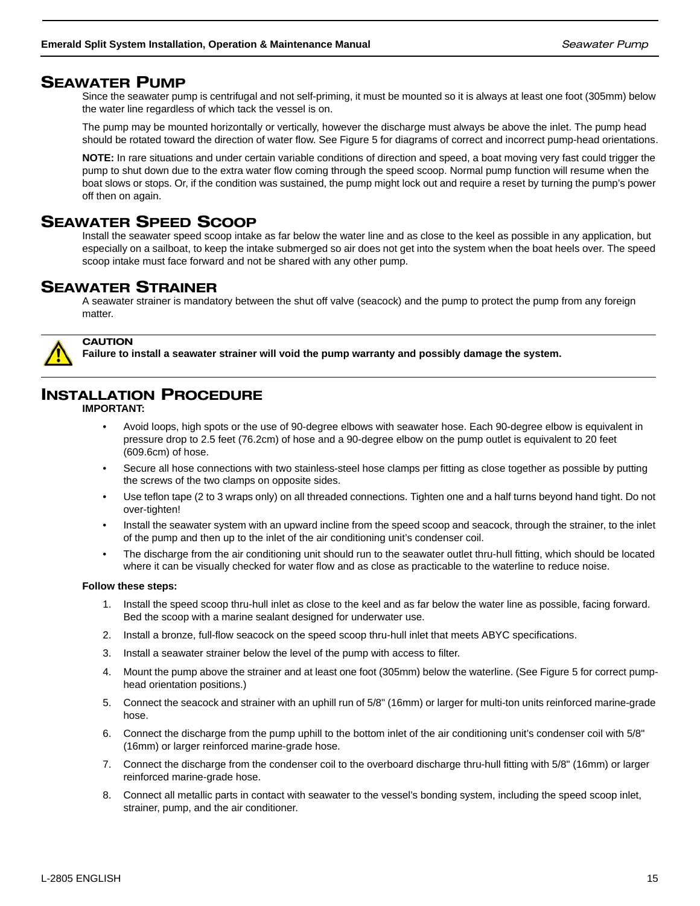## Seawater Pump

Since the seawater pump is centrifugal and not self-priming, it must be mounted so it is always at least one foot (305mm) below the water line regardless of which tack the vessel is on.

The pump may be mounted horizontally or vertically, however the discharge must always be above the inlet. The pump head should be rotated toward the direction of water flow. See Figure 5 for diagrams of correct and incorrect pump-head orientations.

**NOTE:** In rare situations and under certain variable conditions of direction and speed, a boat moving very fast could trigger the pump to shut down due to the extra water flow coming through the speed scoop. Normal pump function will resume when the boat slows or stops. Or, if the condition was sustained, the pump might lock out and require a reset by turning the pump's power off then on again.

## Seawater Speed Scoop

Install the seawater speed scoop intake as far below the water line and as close to the keel as possible in any application, but especially on a sailboat, to keep the intake submerged so air does not get into the system when the boat heels over. The speed scoop intake must face forward and not be shared with any other pump.

## Seawater Strainer

A seawater strainer is mandatory between the shut off valve (seacock) and the pump to protect the pump from any foreign matter.

**CAUTION**
**Failure to install a seawater strainer will void the pump warranty and possibly damage the system.**

## Installation Procedure

**IMPORTANT:**

- Avoid loops, high spots or the use of 90-degree elbows with seawater hose. Each 90-degree elbow is equivalent in pressure drop to 2.5 feet (76.2cm) of hose and a 90-degree elbow on the pump outlet is equivalent to 20 feet (609.6cm) of hose.
- Secure all hose connections with two stainless-steel hose clamps per fitting as close together as possible by putting the screws of the two clamps on opposite sides.
- Use teflon tape (2 to 3 wraps only) on all threaded connections. Tighten one and a half turns beyond hand tight. Do not over-tighten!
- Install the seawater system with an upward incline from the speed scoop and seacock, through the strainer, to the inlet of the pump and then up to the inlet of the air conditioning unit's condenser coil.
- The discharge from the air conditioning unit should run to the seawater outlet thru-hull fitting, which should be located where it can be visually checked for water flow and as close as practicable to the waterline to reduce noise.

**Follow these steps:**

1. Install the speed scoop thru-hull inlet as close to the keel and as far below the water line as possible, facing forward. Bed the scoop with a marine sealant designed for underwater use.
2. Install a bronze, full-flow seacock on the speed scoop thru-hull inlet that meets ABYC specifications.
3. Install a seawater strainer below the level of the pump with access to filter.
4. Mount the pump above the strainer and at least one foot (305mm) below the waterline. (See Figure 5 for correct pump-head orientation positions.)
5. Connect the seacock and strainer with an uphill run of 5/8" (16mm) or larger for multi-ton units reinforced marine-grade hose.
6. Connect the discharge from the pump uphill to the bottom inlet of the air conditioning unit's condenser coil with 5/8" (16mm) or larger reinforced marine-grade hose.
7. Connect the discharge from the condenser coil to the overboard discharge thru-hull fitting with 5/8" (16mm) or larger reinforced marine-grade hose.
8. Connect all metallic parts in contact with seawater to the vessel's bonding system, including the speed scoop inlet, strainer, pump, and the air conditioner.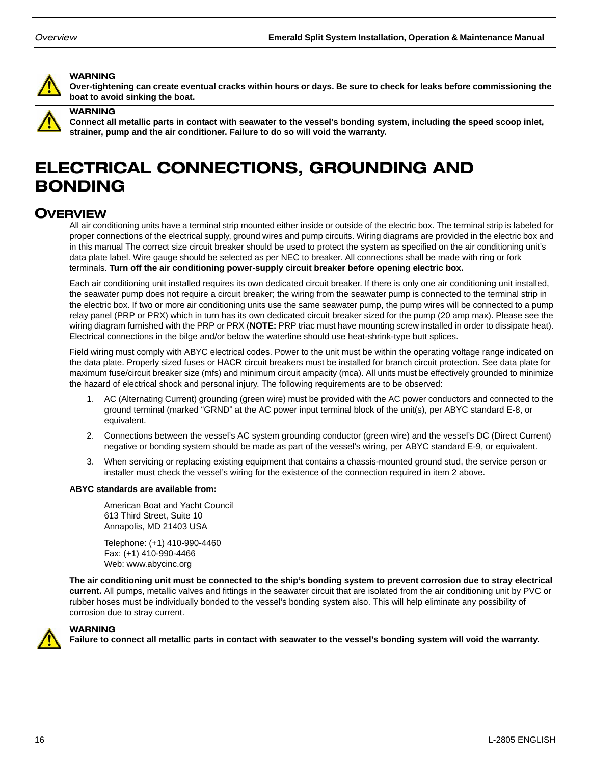**WARNING**
**Over-tightening can create eventual cracks within hours or days. Be sure to check for leaks before commissioning the boat to avoid sinking the boat.**

**WARNING**
**Connect all metallic parts in contact with seawater to the vessel's bonding system, including the speed scoop inlet, strainer, pump and the air conditioner. Failure to do so will void the warranty.**

# ELECTRICAL CONNECTIONS, GROUNDING AND BONDING

## OVERVIEW

All air conditioning units have a terminal strip mounted either inside or outside of the electric box. The terminal strip is labeled for proper connections of the electrical supply, ground wires and pump circuits. Wiring diagrams are provided in the electric box and in this manual The correct size circuit breaker should be used to protect the system as specified on the air conditioning unit's data plate label. Wire gauge should be selected as per NEC to breaker. All connections shall be made with ring or fork terminals. **Turn off the air conditioning power-supply circuit breaker before opening electric box.**

Each air conditioning unit installed requires its own dedicated circuit breaker. If there is only one air conditioning unit installed, the seawater pump does not require a circuit breaker; the wiring from the seawater pump is connected to the terminal strip in the electric box. If two or more air conditioning units use the same seawater pump, the pump wires will be connected to a pump relay panel (PRP or PRX) which in turn has its own dedicated circuit breaker sized for the pump (20 amp max). Please see the wiring diagram furnished with the PRP or PRX (**NOTE:** PRP triac must have mounting screw installed in order to dissipate heat). Electrical connections in the bilge and/or below the waterline should use heat-shrink-type butt splices.

Field wiring must comply with ABYC electrical codes. Power to the unit must be within the operating voltage range indicated on the data plate. Properly sized fuses or HACR circuit breakers must be installed for branch circuit protection. See data plate for maximum fuse/circuit breaker size (mfs) and minimum circuit ampacity (mca). All units must be effectively grounded to minimize the hazard of electrical shock and personal injury. The following requirements are to be observed:

1. AC (Alternating Current) grounding (green wire) must be provided with the AC power conductors and connected to the ground terminal (marked "GRND" at the AC power input terminal block of the unit(s), per ABYC standard E-8, or equivalent.
2. Connections between the vessel's AC system grounding conductor (green wire) and the vessel's DC (Direct Current) negative or bonding system should be made as part of the vessel's wiring, per ABYC standard E-9, or equivalent.
3. When servicing or replacing existing equipment that contains a chassis-mounted ground stud, the service person or installer must check the vessel's wiring for the existence of the connection required in item 2 above.

**ABYC standards are available from:**

American Boat and Yacht Council
613 Third Street, Suite 10
Annapolis, MD 21403 USA

Telephone: (+1) 410-990-4460
Fax: (+1) 410-990-4466
Web: www.abycinc.org

**The air conditioning unit must be connected to the ship's bonding system to prevent corrosion due to stray electrical current.** All pumps, metallic valves and fittings in the seawater circuit that are isolated from the air conditioning unit by PVC or rubber hoses must be individually bonded to the vessel's bonding system also. This will help eliminate any possibility of corrosion due to stray current.

**WARNING**
**Failure to connect all metallic parts in contact with seawater to the vessel's bonding system will void the warranty.**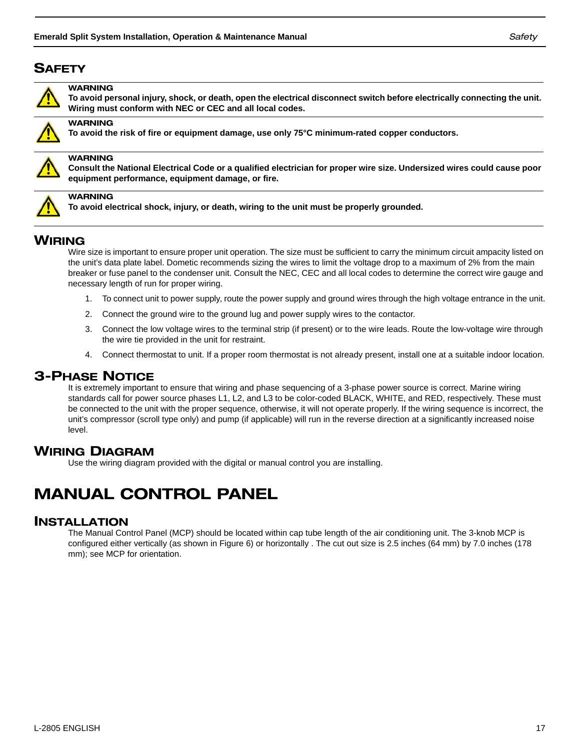## SAFETY

**WARNING**
**To avoid personal injury, shock, or death, open the electrical disconnect switch before electrically connecting the unit. Wiring must conform with NEC or CEC and all local codes.**

**WARNING**
**To avoid the risk of fire or equipment damage, use only 75°C minimum-rated copper conductors.**

**WARNING**
**Consult the National Electrical Code or a qualified electrician for proper wire size. Undersized wires could cause poor equipment performance, equipment damage, or fire.**

**WARNING**
**To avoid electrical shock, injury, or death, wiring to the unit must be properly grounded.**

## WIRING

Wire size is important to ensure proper unit operation. The size must be sufficient to carry the minimum circuit ampacity listed on the unit's data plate label. Dometic recommends sizing the wires to limit the voltage drop to a maximum of 2% from the main breaker or fuse panel to the condenser unit. Consult the NEC, CEC and all local codes to determine the correct wire gauge and necessary length of run for proper wiring.

1. To connect unit to power supply, route the power supply and ground wires through the high voltage entrance in the unit.
2. Connect the ground wire to the ground lug and power supply wires to the contactor.
3. Connect the low voltage wires to the terminal strip (if present) or to the wire leads. Route the low-voltage wire through the wire tie provided in the unit for restraint.
4. Connect thermostat to unit. If a proper room thermostat is not already present, install one at a suitable indoor location.

## 3-PHASE NOTICE

It is extremely important to ensure that wiring and phase sequencing of a 3-phase power source is correct. Marine wiring standards call for power source phases L1, L2, and L3 to be color-coded BLACK, WHITE, and RED, respectively. These must be connected to the unit with the proper sequence, otherwise, it will not operate properly. If the wiring sequence is incorrect, the unit's compressor (scroll type only) and pump (if applicable) will run in the reverse direction at a significantly increased noise level.

## WIRING DIAGRAM

Use the wiring diagram provided with the digital or manual control you are installing.

# MANUAL CONTROL PANEL

## INSTALLATION

The Manual Control Panel (MCP) should be located within cap tube length of the air conditioning unit. The 3-knob MCP is configured either vertically (as shown in Figure 6) or horizontally . The cut out size is 2.5 inches (64 mm) by 7.0 inches (178 mm); see MCP for orientation.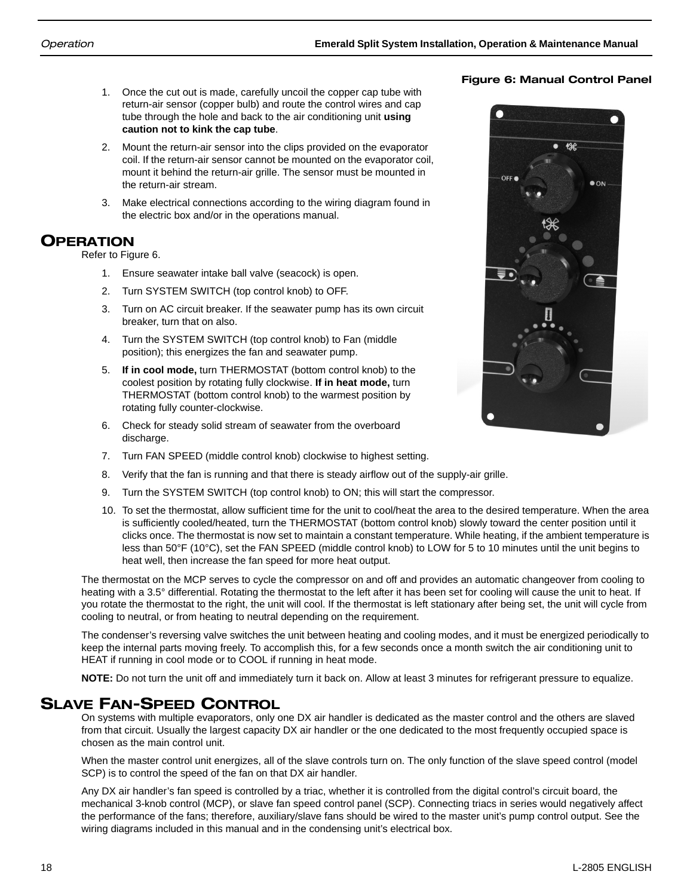1. Once the cut out is made, carefully uncoil the copper cap tube with return-air sensor (copper bulb) and route the control wires and cap tube through the hole and back to the air conditioning unit **using caution not to kink the cap tube**.
2. Mount the return-air sensor into the clips provided on the evaporator coil. If the return-air sensor cannot be mounted on the evaporator coil, mount it behind the return-air grille. The sensor must be mounted in the return-air stream.
3. Make electrical connections according to the wiring diagram found in the electric box and/or in the operations manual.

**Figure 6: Manual Control Panel**

## OPERATION

Refer to Figure 6.

1. Ensure seawater intake ball valve (seacock) is open.
2. Turn SYSTEM SWITCH (top control knob) to OFF.
3. Turn on AC circuit breaker. If the seawater pump has its own circuit breaker, turn that on also.
4. Turn the SYSTEM SWITCH (top control knob) to Fan (middle position); this energizes the fan and seawater pump.
5. **If in cool mode,** turn THERMOSTAT (bottom control knob) to the coolest position by rotating fully clockwise. **If in heat mode,** turn THERMOSTAT (bottom control knob) to the warmest position by rotating fully counter-clockwise.
6. Check for steady solid stream of seawater from the overboard discharge.
7. Turn FAN SPEED (middle control knob) clockwise to highest setting.
8. Verify that the fan is running and that there is steady airflow out of the supply-air grille.
9. Turn the SYSTEM SWITCH (top control knob) to ON; this will start the compressor.
10. To set the thermostat, allow sufficient time for the unit to cool/heat the area to the desired temperature. When the area is sufficiently cooled/heated, turn the THERMOSTAT (bottom control knob) slowly toward the center position until it clicks once. The thermostat is now set to maintain a constant temperature. While heating, if the ambient temperature is less than 50°F (10°C), set the FAN SPEED (middle control knob) to LOW for 5 to 10 minutes until the unit begins to heat well, then increase the fan speed for more heat output.

The thermostat on the MCP serves to cycle the compressor on and off and provides an automatic changeover from cooling to heating with a 3.5° differential. Rotating the thermostat to the left after it has been set for cooling will cause the unit to heat. If you rotate the thermostat to the right, the unit will cool. If the thermostat is left stationary after being set, the unit will cycle from cooling to neutral, or from heating to neutral depending on the requirement.

The condenser's reversing valve switches the unit between heating and cooling modes, and it must be energized periodically to keep the internal parts moving freely. To accomplish this, for a few seconds once a month switch the air conditioning unit to HEAT if running in cool mode or to COOL if running in heat mode.

**NOTE:** Do not turn the unit off and immediately turn it back on. Allow at least 3 minutes for refrigerant pressure to equalize.

## SLAVE FAN-SPEED CONTROL

On systems with multiple evaporators, only one DX air handler is dedicated as the master control and the others are slaved from that circuit. Usually the largest capacity DX air handler or the one dedicated to the most frequently occupied space is chosen as the main control unit.

When the master control unit energizes, all of the slave controls turn on. The only function of the slave speed control (model SCP) is to control the speed of the fan on that DX air handler.

Any DX air handler's fan speed is controlled by a triac, whether it is controlled from the digital control's circuit board, the mechanical 3-knob control (MCP), or slave fan speed control panel (SCP). Connecting triacs in series would negatively affect the performance of the fans; therefore, auxiliary/slave fans should be wired to the master unit's pump control output. See the wiring diagrams included in this manual and in the condensing unit's electrical box.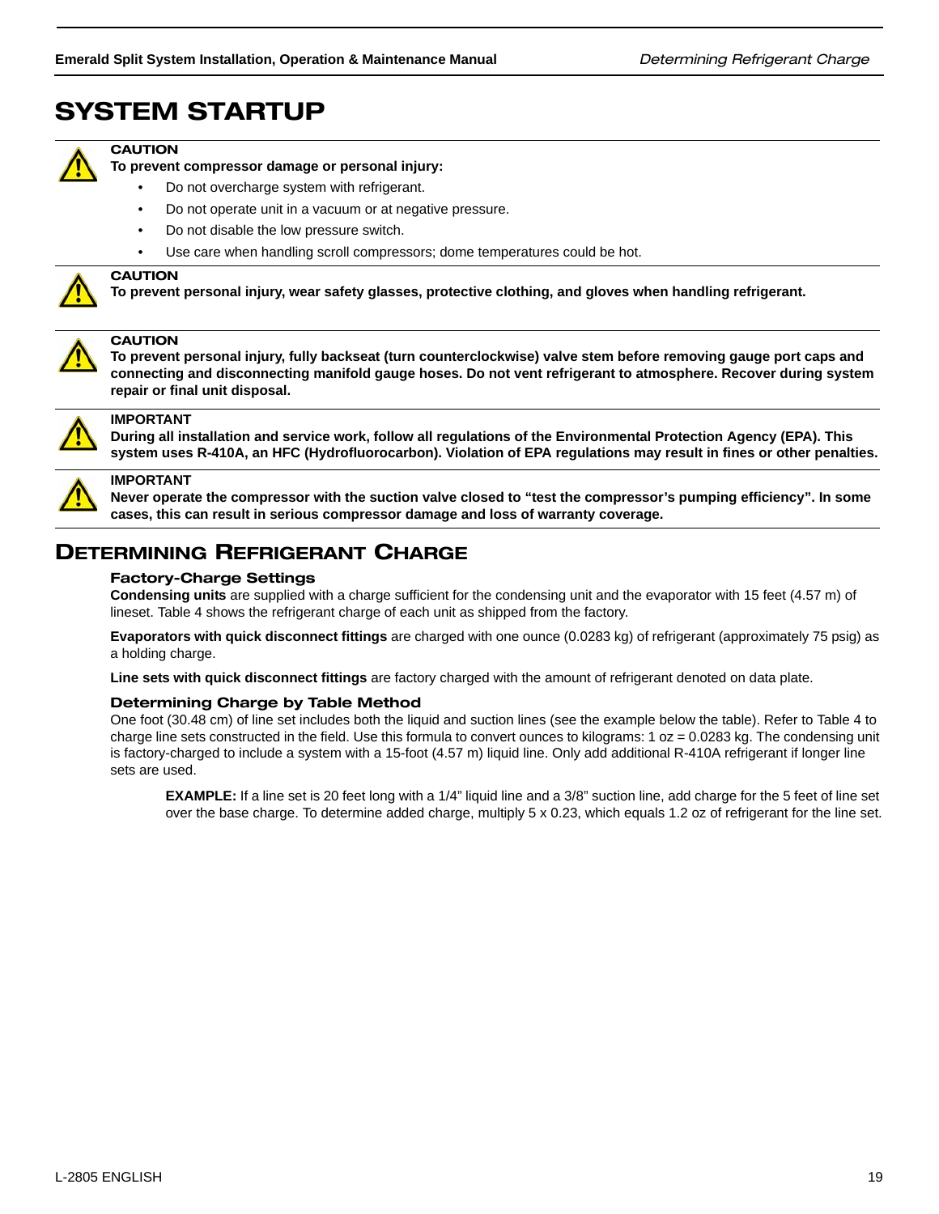# SYSTEM STARTUP

**CAUTION**
**To prevent compressor damage or personal injury:**

- Do not overcharge system with refrigerant.
- Do not operate unit in a vacuum or at negative pressure.
- Do not disable the low pressure switch.
- Use care when handling scroll compressors; dome temperatures could be hot.

**CAUTION**
**To prevent personal injury, wear safety glasses, protective clothing, and gloves when handling refrigerant.**

**CAUTION**
**To prevent personal injury, fully backseat (turn counterclockwise) valve stem before removing gauge port caps and connecting and disconnecting manifold gauge hoses. Do not vent refrigerant to atmosphere. Recover during system repair or final unit disposal.**

**IMPORTANT**
**During all installation and service work, follow all regulations of the Environmental Protection Agency (EPA). This system uses R-410A, an HFC (Hydrofluorocarbon). Violation of EPA regulations may result in fines or other penalties.**

**IMPORTANT**
**Never operate the compressor with the suction valve closed to "test the compressor's pumping efficiency". In some cases, this can result in serious compressor damage and loss of warranty coverage.**

## DETERMINING REFRIGERANT CHARGE

### Factory-Charge Settings

**Condensing units** are supplied with a charge sufficient for the condensing unit and the evaporator with 15 feet (4.57 m) of lineset. Table 4 shows the refrigerant charge of each unit as shipped from the factory.

**Evaporators with quick disconnect fittings** are charged with one ounce (0.0283 kg) of refrigerant (approximately 75 psig) as a holding charge.

**Line sets with quick disconnect fittings** are factory charged with the amount of refrigerant denoted on data plate.

### Determining Charge by Table Method

One foot (30.48 cm) of line set includes both the liquid and suction lines (see the example below the table). Refer to Table 4 to charge line sets constructed in the field. Use this formula to convert ounces to kilograms: 1 oz = 0.0283 kg. The condensing unit is factory-charged to include a system with a 15-foot (4.57 m) liquid line. Only add additional R-410A refrigerant if longer line sets are used.

> **EXAMPLE:** If a line set is 20 feet long with a 1/4" liquid line and a 3/8" suction line, add charge for the 5 feet of line set over the base charge. To determine added charge, multiply 5 x 0.23, which equals 1.2 oz of refrigerant for the line set.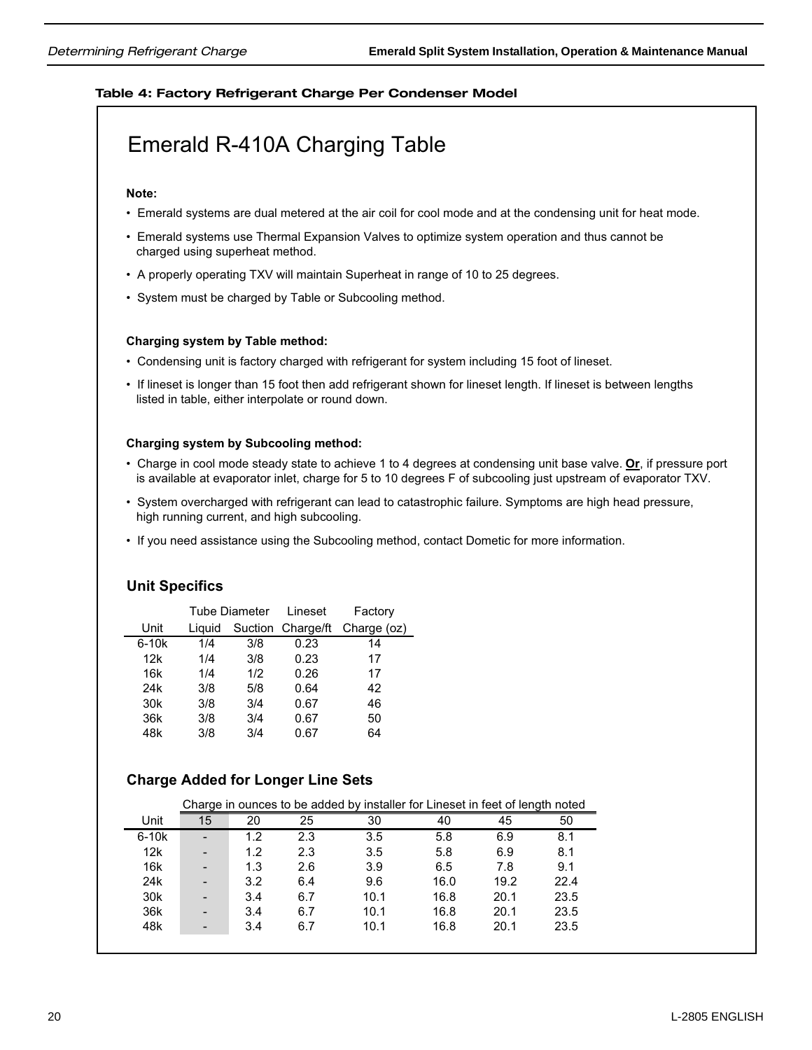**Table 4: Factory Refrigerant Charge Per Condenser Model**

# Emerald R-410A Charging Table

**Note:**

- Emerald systems are dual metered at the air coil for cool mode and at the condensing unit for heat mode.
- Emerald systems use Thermal Expansion Valves to optimize system operation and thus cannot be charged using superheat method.
- A properly operating TXV will maintain Superheat in range of 10 to 25 degrees.
- System must be charged by Table or Subcooling method.

**Charging system by Table method:**

- Condensing unit is factory charged with refrigerant for system including 15 foot of lineset.
- If lineset is longer than 15 foot then add refrigerant shown for lineset length. If lineset is between lengths listed in table, either interpolate or round down.

**Charging system by Subcooling method:**

- Charge in cool mode steady state to achieve 1 to 4 degrees at condensing unit base valve. **Or**, if pressure port is available at evaporator inlet, charge for 5 to 10 degrees F of subcooling just upstream of evaporator TXV.
- System overcharged with refrigerant can lead to catastrophic failure. Symptoms are high head pressure, high running current, and high subcooling.
- If you need assistance using the Subcooling method, contact Dometic for more information.

## Unit Specifics

| | Tube Diameter | | Lineset | Factory |
|---|---|---|---|---|
| Unit | Liquid | Suction | Charge/ft | Charge (oz) |
| 6-10k | 1/4 | 3/8 | 0.23 | 14 |
| 12k | 1/4 | 3/8 | 0.23 | 17 |
| 16k | 1/4 | 1/2 | 0.26 | 17 |
| 24k | 3/8 | 5/8 | 0.64 | 42 |
| 30k | 3/8 | 3/4 | 0.67 | 46 |
| 36k | 3/8 | 3/4 | 0.67 | 50 |
| 48k | 3/8 | 3/4 | 0.67 | 64 |

## Charge Added for Longer Line Sets

| | Charge in ounces to be added by installer for Lineset in feet of length noted | | | | | | |
|---|---|---|---|---|---|---|---|
| Unit | 15 | 20 | 25 | 30 | 40 | 45 | 50 |
| 6-10k | - | 1.2 | 2.3 | 3.5 | 5.8 | 6.9 | 8.1 |
| 12k | - | 1.2 | 2.3 | 3.5 | 5.8 | 6.9 | 8.1 |
| 16k | - | 1.3 | 2.6 | 3.9 | 6.5 | 7.8 | 9.1 |
| 24k | - | 3.2 | 6.4 | 9.6 | 16.0 | 19.2 | 22.4 |
| 30k | - | 3.4 | 6.7 | 10.1 | 16.8 | 20.1 | 23.5 |
| 36k | - | 3.4 | 6.7 | 10.1 | 16.8 | 20.1 | 23.5 |
| 48k | - | 3.4 | 6.7 | 10.1 | 16.8 | 20.1 | 23.5 |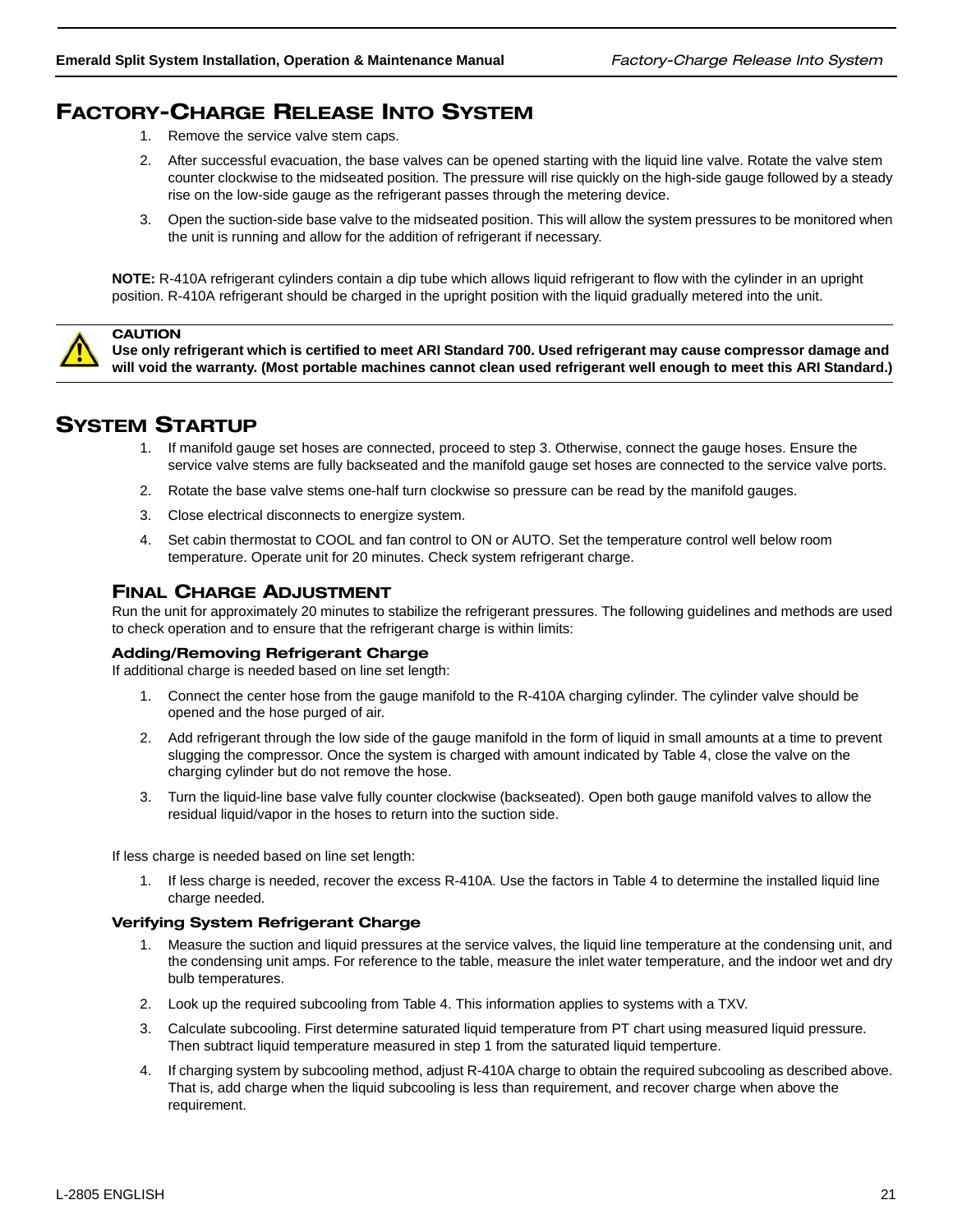# Factory-Charge Release Into System

1. Remove the service valve stem caps.
2. After successful evacuation, the base valves can be opened starting with the liquid line valve. Rotate the valve stem counter clockwise to the midseated position. The pressure will rise quickly on the high-side gauge followed by a steady rise on the low-side gauge as the refrigerant passes through the metering device.
3. Open the suction-side base valve to the midseated position. This will allow the system pressures to be monitored when the unit is running and allow for the addition of refrigerant if necessary.

**NOTE:** R-410A refrigerant cylinders contain a dip tube which allows liquid refrigerant to flow with the cylinder in an upright position. R-410A refrigerant should be charged in the upright position with the liquid gradually metered into the unit.

**CAUTION**
**Use only refrigerant which is certified to meet ARI Standard 700. Used refrigerant may cause compressor damage and will void the warranty. (Most portable machines cannot clean used refrigerant well enough to meet this ARI Standard.)**

# System Startup

1. If manifold gauge set hoses are connected, proceed to step 3. Otherwise, connect the gauge hoses. Ensure the service valve stems are fully backseated and the manifold gauge set hoses are connected to the service valve ports.
2. Rotate the base valve stems one-half turn clockwise so pressure can be read by the manifold gauges.
3. Close electrical disconnects to energize system.
4. Set cabin thermostat to COOL and fan control to ON or AUTO. Set the temperature control well below room temperature. Operate unit for 20 minutes. Check system refrigerant charge.

## Final Charge Adjustment

Run the unit for approximately 20 minutes to stabilize the refrigerant pressures. The following guidelines and methods are used to check operation and to ensure that the refrigerant charge is within limits:

### Adding/Removing Refrigerant Charge

If additional charge is needed based on line set length:

1. Connect the center hose from the gauge manifold to the R-410A charging cylinder. The cylinder valve should be opened and the hose purged of air.
2. Add refrigerant through the low side of the gauge manifold in the form of liquid in small amounts at a time to prevent slugging the compressor. Once the system is charged with amount indicated by Table 4, close the valve on the charging cylinder but do not remove the hose.
3. Turn the liquid-line base valve fully counter clockwise (backseated). Open both gauge manifold valves to allow the residual liquid/vapor in the hoses to return into the suction side.

If less charge is needed based on line set length:

1. If less charge is needed, recover the excess R-410A. Use the factors in Table 4 to determine the installed liquid line charge needed.

### Verifying System Refrigerant Charge

1. Measure the suction and liquid pressures at the service valves, the liquid line temperature at the condensing unit, and the condensing unit amps. For reference to the table, measure the inlet water temperature, and the indoor wet and dry bulb temperatures.
2. Look up the required subcooling from Table 4. This information applies to systems with a TXV.
3. Calculate subcooling. First determine saturated liquid temperature from PT chart using measured liquid pressure. Then subtract liquid temperature measured in step 1 from the saturated liquid temperture.
4. If charging system by subcooling method, adjust R-410A charge to obtain the required subcooling as described above. That is, add charge when the liquid subcooling is less than requirement, and recover charge when above the requirement.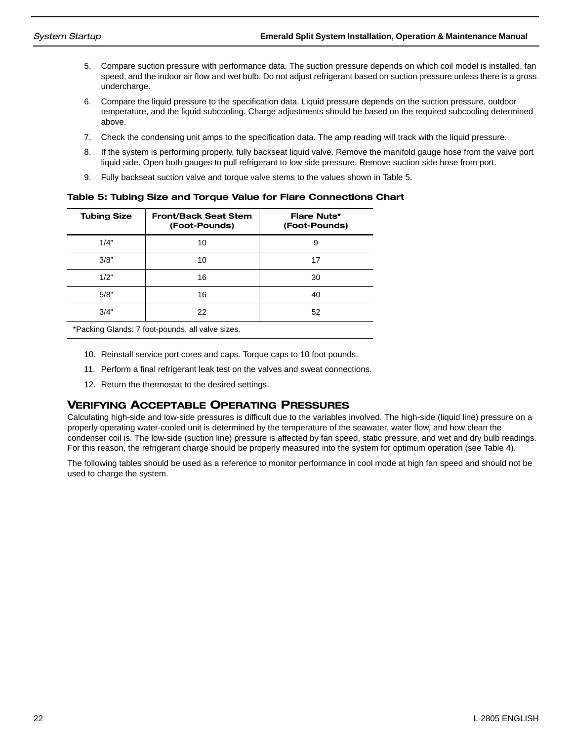5. Compare suction pressure with performance data. The suction pressure depends on which coil model is installed, fan speed, and the indoor air flow and wet bulb. Do not adjust refrigerant based on suction pressure unless there is a gross undercharge.
6. Compare the liquid pressure to the specification data. Liquid pressure depends on the suction pressure, outdoor temperature, and the liquid subcooling. Charge adjustments should be based on the required subcooling determined above.
7. Check the condensing unit amps to the specification data. The amp reading will track with the liquid pressure.
8. If the system is performing properly, fully backseat liquid valve. Remove the manifold gauge hose from the valve port liquid side. Open both gauges to pull refrigerant to low side pressure. Remove suction side hose from port.
9. Fully backseat suction valve and torque valve stems to the values shown in Table 5.

**Table 5: Tubing Size and Torque Value for Flare Connections Chart**

| Tubing Size | Front/Back Seat Stem (Foot-Pounds) | Flare Nuts* (Foot-Pounds) |
|---|---|---|
| 1/4” | 10 | 9 |
| 3/8” | 10 | 17 |
| 1/2” | 16 | 30 |
| 5/8” | 16 | 40 |
| 3/4” | 22 | 52 |

*Packing Glands: 7 foot-pounds, all valve sizes.

10. Reinstall service port cores and caps. Torque caps to 10 foot pounds.
11. Perform a final refrigerant leak test on the valves and sweat connections.
12. Return the thermostat to the desired settings.

## Verifying Acceptable Operating Pressures

Calculating high-side and low-side pressures is difficult due to the variables involved. The high-side (liquid line) pressure on a properly operating water-cooled unit is determined by the temperature of the seawater, water flow, and how clean the condenser coil is. The low-side (suction line) pressure is affected by fan speed, static pressure, and wet and dry bulb readings. For this reason, the refrigerant charge should be properly measured into the system for optimum operation (see Table 4).

The following tables should be used as a reference to monitor performance in cool mode at high fan speed and should not be used to charge the system.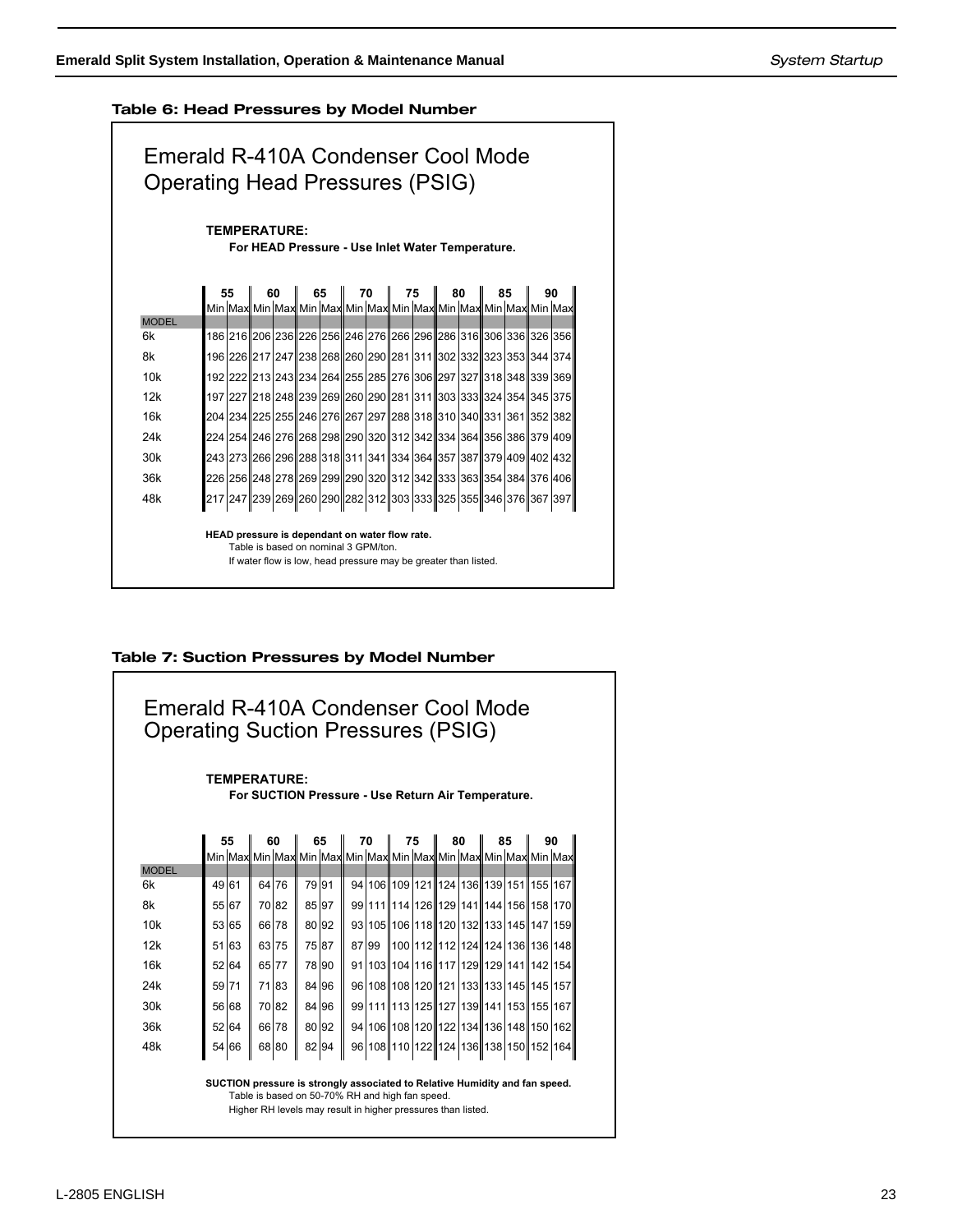**Table 6: Head Pressures by Model Number**

## Emerald R-410A Condenser Cool Mode Operating Head Pressures (PSIG)

**TEMPERATURE:**
**For HEAD Pressure - Use Inlet Water Temperature.**

| | 55 | | 60 | | 65 | | 70 | | 75 | | 80 | | 85 | | 90 | |
|---|---|---|---|---|---|---|---|---|---|---|---|---|---|---|---|---|
| | Min | Max | Min | Max | Min | Max | Min | Max | Min | Max | Min | Max | Min | Max | Min | Max |
| MODEL | | | | | | | | | | | | | | | | |
| 6k | 186 | 216 | 206 | 236 | 226 | 256 | 246 | 276 | 266 | 296 | 286 | 316 | 306 | 336 | 326 | 356 |
| 8k | 196 | 226 | 217 | 247 | 238 | 268 | 260 | 290 | 281 | 311 | 302 | 332 | 323 | 353 | 344 | 374 |
| 10k | 192 | 222 | 213 | 243 | 234 | 264 | 255 | 285 | 276 | 306 | 297 | 327 | 318 | 348 | 339 | 369 |
| 12k | 197 | 227 | 218 | 248 | 239 | 269 | 260 | 290 | 281 | 311 | 303 | 333 | 324 | 354 | 345 | 375 |
| 16k | 204 | 234 | 225 | 255 | 246 | 276 | 267 | 297 | 288 | 318 | 310 | 340 | 331 | 361 | 352 | 382 |
| 24k | 224 | 254 | 246 | 276 | 268 | 298 | 290 | 320 | 312 | 342 | 334 | 364 | 356 | 386 | 379 | 409 |
| 30k | 243 | 273 | 266 | 296 | 288 | 318 | 311 | 341 | 334 | 364 | 357 | 387 | 379 | 409 | 402 | 432 |
| 36k | 226 | 256 | 248 | 278 | 269 | 299 | 290 | 320 | 312 | 342 | 333 | 363 | 354 | 384 | 376 | 406 |
| 48k | 217 | 247 | 239 | 269 | 260 | 290 | 282 | 312 | 303 | 333 | 325 | 355 | 346 | 376 | 367 | 397 |

**HEAD pressure is dependant on water flow rate.**
Table is based on nominal 3 GPM/ton.
If water flow is low, head pressure may be greater than listed.

**Table 7: Suction Pressures by Model Number**

## Emerald R-410A Condenser Cool Mode Operating Suction Pressures (PSIG)

**TEMPERATURE:**
**For SUCTION Pressure - Use Return Air Temperature.**

| | 55 | | 60 | | 65 | | 70 | | 75 | | 80 | | 85 | | 90 | |
|---|---|---|---|---|---|---|---|---|---|---|---|---|---|---|---|---|
| | Min | Max | Min | Max | Min | Max | Min | Max | Min | Max | Min | Max | Min | Max | Min | Max |
| MODEL | | | | | | | | | | | | | | | | |
| 6k | 49 | 61 | 64 | 76 | 79 | 91 | 94 | 106 | 109 | 121 | 124 | 136 | 139 | 151 | 155 | 167 |
| 8k | 55 | 67 | 70 | 82 | 85 | 97 | 99 | 111 | 114 | 126 | 129 | 141 | 144 | 156 | 158 | 170 |
| 10k | 53 | 65 | 66 | 78 | 80 | 92 | 93 | 105 | 106 | 118 | 120 | 132 | 133 | 145 | 147 | 159 |
| 12k | 51 | 63 | 63 | 75 | 75 | 87 | 87 | 99 | 100 | 112 | 112 | 124 | 124 | 136 | 136 | 148 |
| 16k | 52 | 64 | 65 | 77 | 78 | 90 | 91 | 103 | 104 | 116 | 117 | 129 | 129 | 141 | 142 | 154 |
| 24k | 59 | 71 | 71 | 83 | 84 | 96 | 96 | 108 | 108 | 120 | 121 | 133 | 133 | 145 | 145 | 157 |
| 30k | 56 | 68 | 70 | 82 | 84 | 96 | 99 | 111 | 113 | 125 | 127 | 139 | 141 | 153 | 155 | 167 |
| 36k | 52 | 64 | 66 | 78 | 80 | 92 | 94 | 106 | 108 | 120 | 122 | 134 | 136 | 148 | 150 | 162 |
| 48k | 54 | 66 | 68 | 80 | 82 | 94 | 96 | 108 | 110 | 122 | 124 | 136 | 138 | 150 | 152 | 164 |

**SUCTION pressure is strongly associated to Relative Humidity and fan speed.**
Table is based on 50-70% RH and high fan speed.
Higher RH levels may result in higher pressures than listed.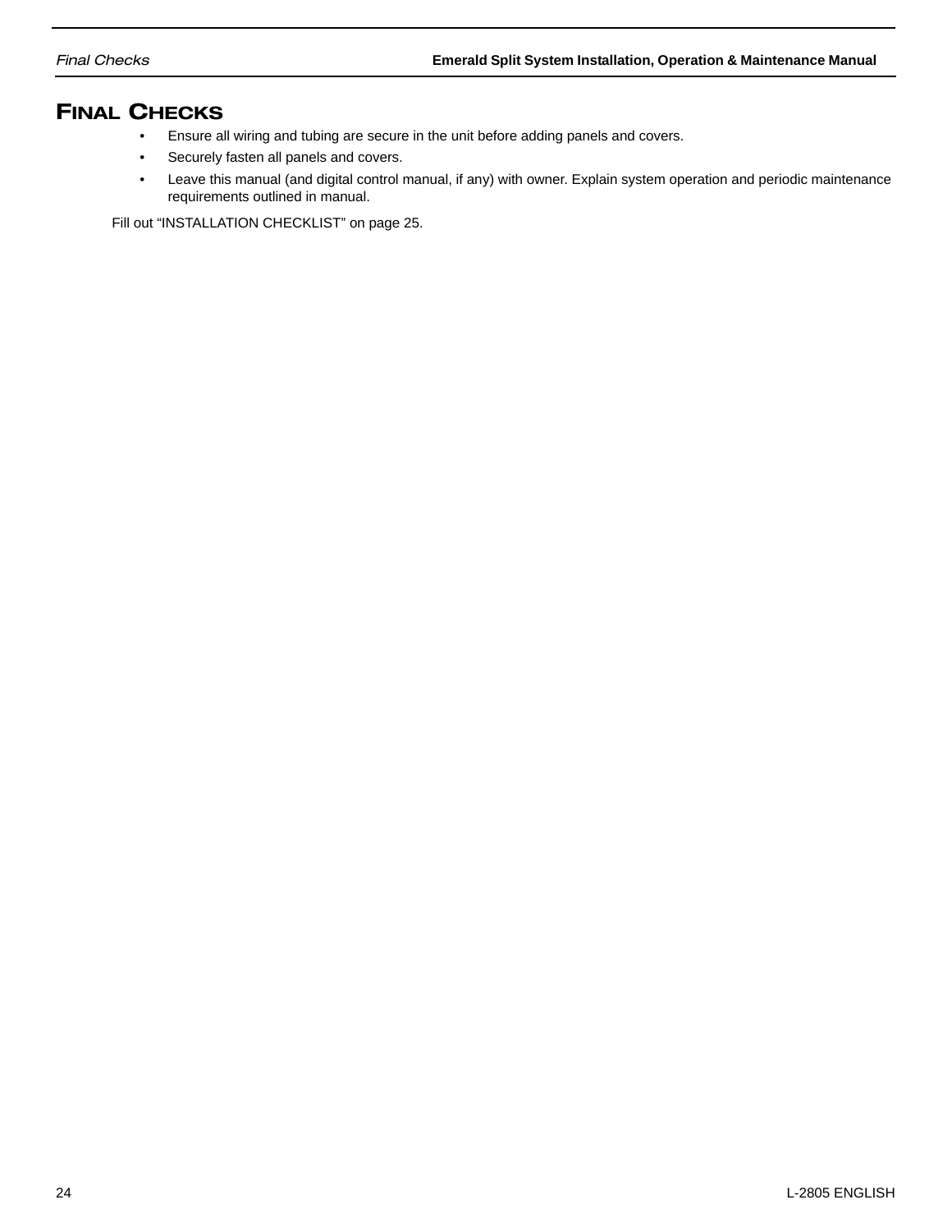# FINAL CHECKS

- Ensure all wiring and tubing are secure in the unit before adding panels and covers.
- Securely fasten all panels and covers.
- Leave this manual (and digital control manual, if any) with owner. Explain system operation and periodic maintenance requirements outlined in manual.

Fill out “INSTALLATION CHECKLIST” on page 25.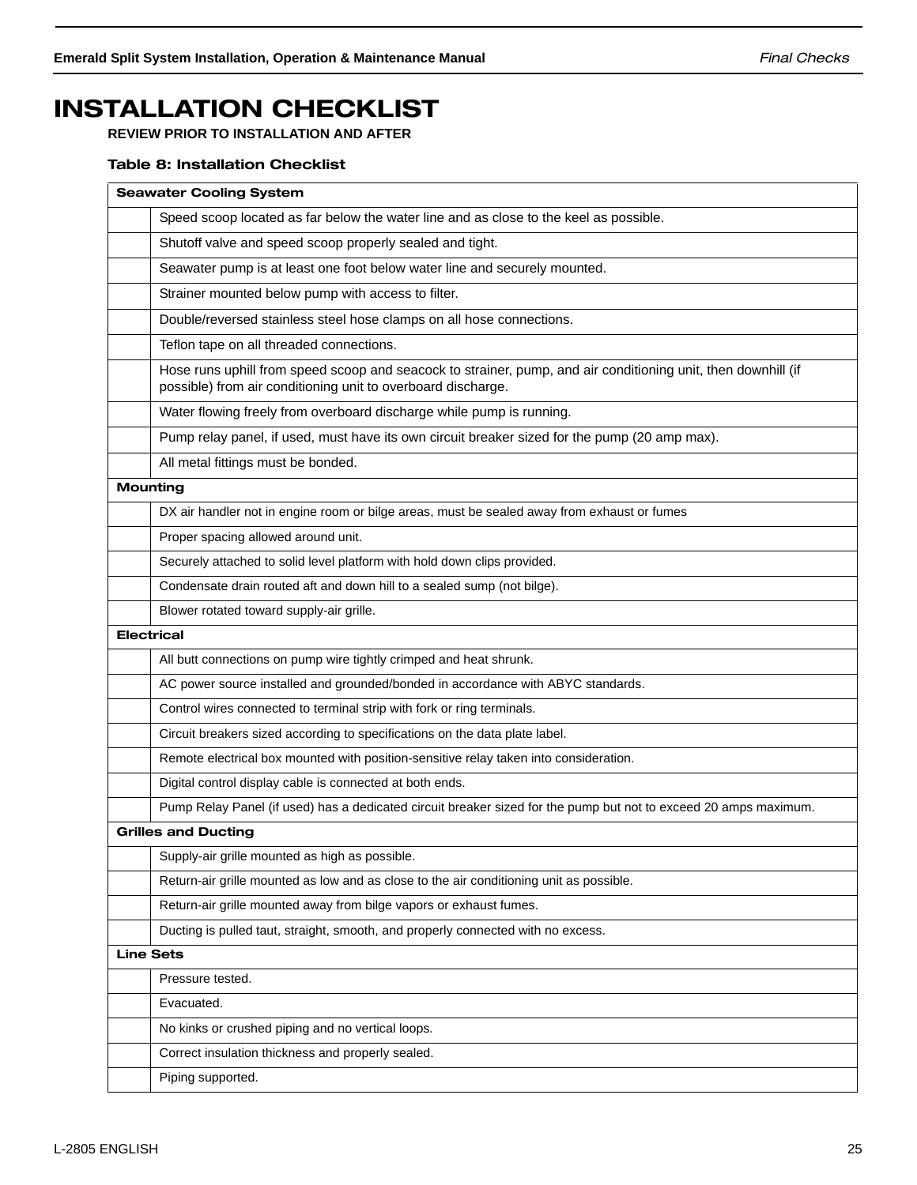# INSTALLATION CHECKLIST

**REVIEW PRIOR TO INSTALLATION AND AFTER**

**Table 8: Installation Checklist**

| **Seawater Cooling System** | |
|---|---|
| | Speed scoop located as far below the water line and as close to the keel as possible. |
| | Shutoff valve and speed scoop properly sealed and tight. |
| | Seawater pump is at least one foot below water line and securely mounted. |
| | Strainer mounted below pump with access to filter. |
| | Double/reversed stainless steel hose clamps on all hose connections. |
| | Teflon tape on all threaded connections. |
| | Hose runs uphill from speed scoop and seacock to strainer, pump, and air conditioning unit, then downhill (if possible) from air conditioning unit to overboard discharge. |
| | Water flowing freely from overboard discharge while pump is running. |
| | Pump relay panel, if used, must have its own circuit breaker sized for the pump (20 amp max). |
| | All metal fittings must be bonded. |
| **Mounting** | |
| | DX air handler not in engine room or bilge areas, must be sealed away from exhaust or fumes |
| | Proper spacing allowed around unit. |
| | Securely attached to solid level platform with hold down clips provided. |
| | Condensate drain routed aft and down hill to a sealed sump (not bilge). |
| | Blower rotated toward supply-air grille. |
| **Electrical** | |
| | All butt connections on pump wire tightly crimped and heat shrunk. |
| | AC power source installed and grounded/bonded in accordance with ABYC standards. |
| | Control wires connected to terminal strip with fork or ring terminals. |
| | Circuit breakers sized according to specifications on the data plate label. |
| | Remote electrical box mounted with position-sensitive relay taken into consideration. |
| | Digital control display cable is connected at both ends. |
| | Pump Relay Panel (if used) has a dedicated circuit breaker sized for the pump but not to exceed 20 amps maximum. |
| **Grilles and Ducting** | |
| | Supply-air grille mounted as high as possible. |
| | Return-air grille mounted as low and as close to the air conditioning unit as possible. |
| | Return-air grille mounted away from bilge vapors or exhaust fumes. |
| | Ducting is pulled taut, straight, smooth, and properly connected with no excess. |
| **Line Sets** | |
| | Pressure tested. |
| | Evacuated. |
| | No kinks or crushed piping and no vertical loops. |
| | Correct insulation thickness and properly sealed. |
| | Piping supported. |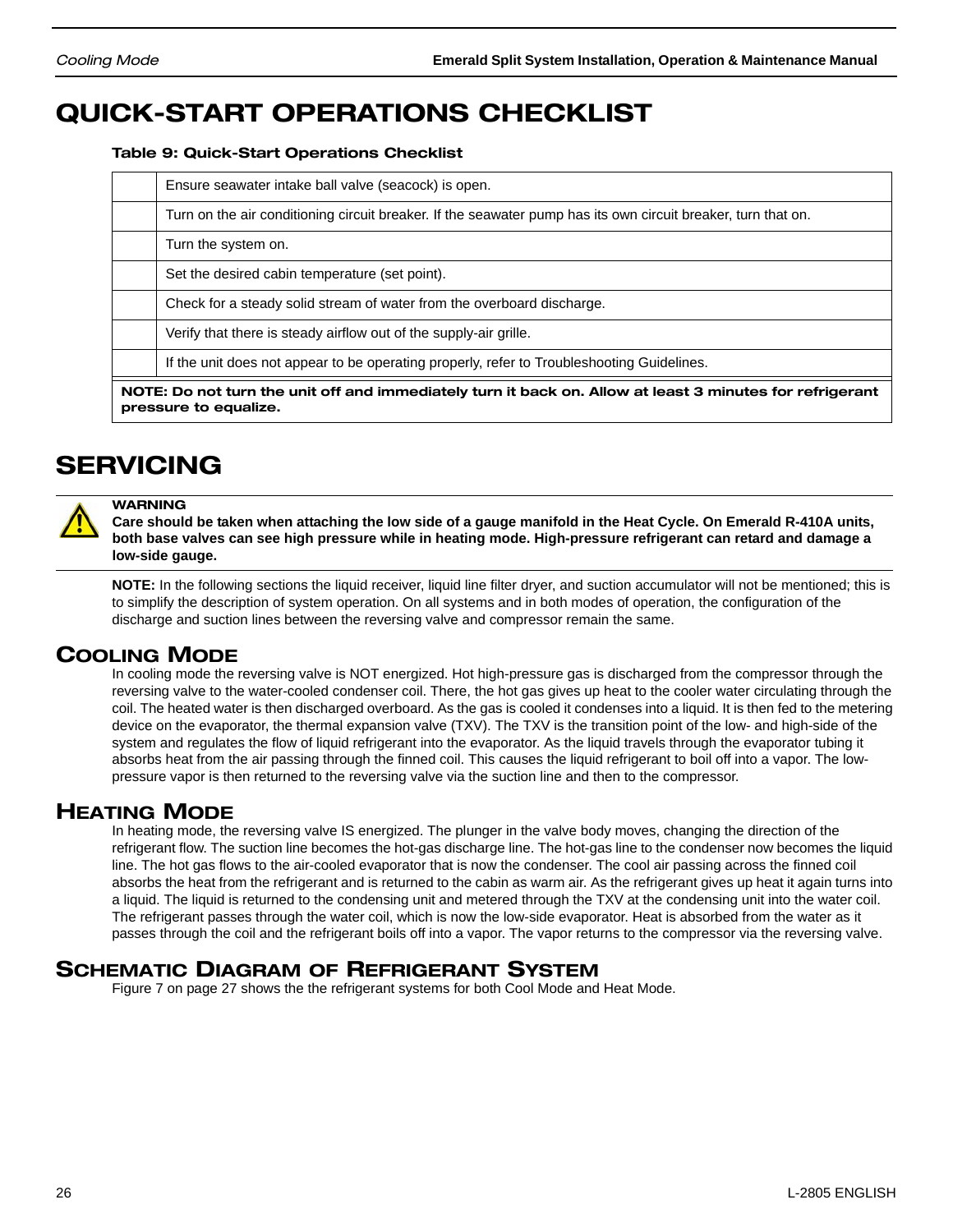# QUICK-START OPERATIONS CHECKLIST

**Table 9: Quick-Start Operations Checklist**

| | |
|---|---|
| | Ensure seawater intake ball valve (seacock) is open. |
| | Turn on the air conditioning circuit breaker. If the seawater pump has its own circuit breaker, turn that on. |
| | Turn the system on. |
| | Set the desired cabin temperature (set point). |
| | Check for a steady solid stream of water from the overboard discharge. |
| | Verify that there is steady airflow out of the supply-air grille. |
| | If the unit does not appear to be operating properly, refer to Troubleshooting Guidelines. |
| **NOTE: Do not turn the unit off and immediately turn it back on. Allow at least 3 minutes for refrigerant pressure to equalize.** | |

# SERVICING

**WARNING**
**Care should be taken when attaching the low side of a gauge manifold in the Heat Cycle. On Emerald R-410A units, both base valves can see high pressure while in heating mode. High-pressure refrigerant can retard and damage a low-side gauge.**

**NOTE:** In the following sections the liquid receiver, liquid line filter dryer, and suction accumulator will not be mentioned; this is to simplify the description of system operation. On all systems and in both modes of operation, the configuration of the discharge and suction lines between the reversing valve and compressor remain the same.

## Cooling Mode

In cooling mode the reversing valve is NOT energized. Hot high-pressure gas is discharged from the compressor through the reversing valve to the water-cooled condenser coil. There, the hot gas gives up heat to the cooler water circulating through the coil. The heated water is then discharged overboard. As the gas is cooled it condenses into a liquid. It is then fed to the metering device on the evaporator, the thermal expansion valve (TXV). The TXV is the transition point of the low- and high-side of the system and regulates the flow of liquid refrigerant into the evaporator. As the liquid travels through the evaporator tubing it absorbs heat from the air passing through the finned coil. This causes the liquid refrigerant to boil off into a vapor. The low-pressure vapor is then returned to the reversing valve via the suction line and then to the compressor.

## Heating Mode

In heating mode, the reversing valve IS energized. The plunger in the valve body moves, changing the direction of the refrigerant flow. The suction line becomes the hot-gas discharge line. The hot-gas line to the condenser now becomes the liquid line. The hot gas flows to the air-cooled evaporator that is now the condenser. The cool air passing across the finned coil absorbs the heat from the refrigerant and is returned to the cabin as warm air. As the refrigerant gives up heat it again turns into a liquid. The liquid is returned to the condensing unit and metered through the TXV at the condensing unit into the water coil. The refrigerant passes through the water coil, which is now the low-side evaporator. Heat is absorbed from the water as it passes through the coil and the refrigerant boils off into a vapor. The vapor returns to the compressor via the reversing valve.

## Schematic Diagram of Refrigerant System

Figure 7 on page 27 shows the the refrigerant systems for both Cool Mode and Heat Mode.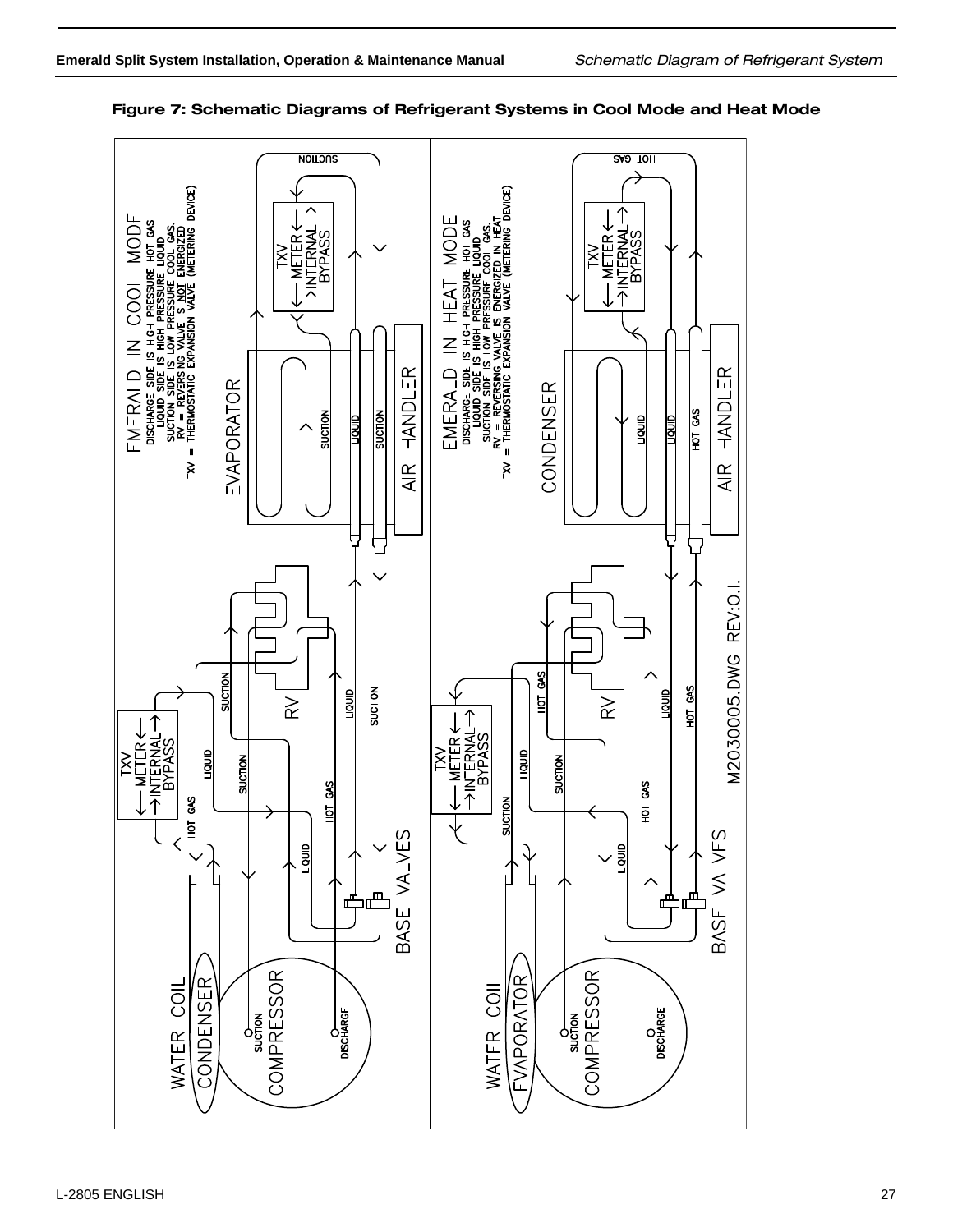**Figure 7: Schematic Diagrams of Refrigerant Systems in Cool Mode and Heat Mode**

EMERALD IN COOL MODE
DISCHARGE SIDE IS HIGH PRESSURE HOT GAS
LIQUID SIDE IS HIGH PRESSURE LIQUID
SUCTION SIDE IS LOW PRESSURE COOL GAS.
RV = REVERSING VALVE IS NOT ENERGIZED
TXV = THERMOSTATIC EXPANSION VALVE (METERING DEVICE)

EVAPORATOR

AIR HANDLER

SUCTION

LIQUID

TXV
METER
INTERNAL
BYPASS

RV

HOT GAS

BASE VALVES

WATER COIL
CONDENSER

COMPRESSOR

DISCHARGE

EMERALD IN HEAT MODE
DISCHARGE SIDE IS HIGH PRESSURE HOT GAS
LIQUID SIDE IS HIGH PRESSURE LIQUID
SUCTION SIDE IS LOW PRESSURE COOL GAS.
RV = REVERSING VALVE IS ENERGIZED IN HEAT
TXV = THERMOSTATIC EXPANSION VALVE (METERING DEVICE)

CONDENSER

WATER COIL
EVAPORATOR

M2030005.DWG REV:O.I.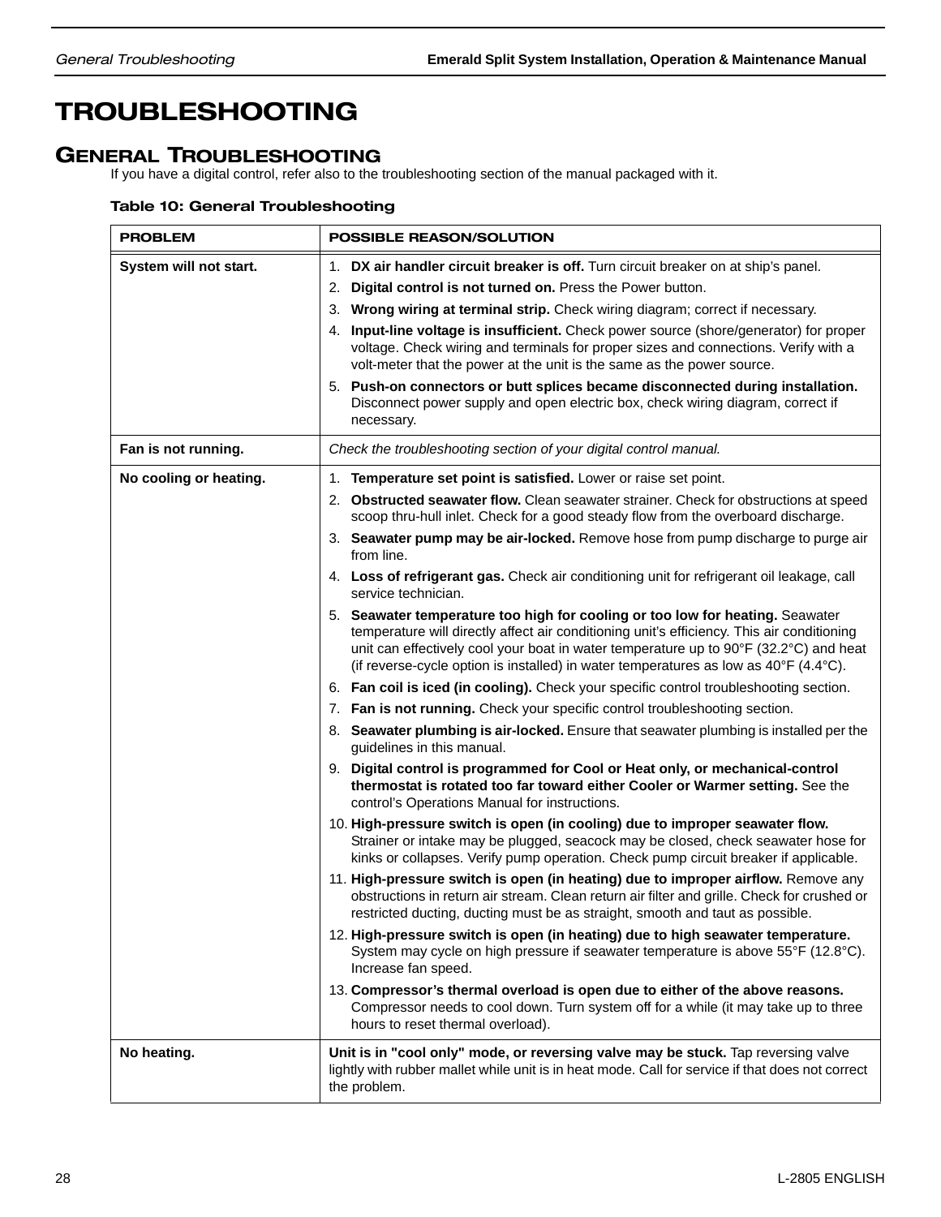# TROUBLESHOOTING

## GENERAL TROUBLESHOOTING

If you have a digital control, refer also to the troubleshooting section of the manual packaged with it.

**Table 10: General Troubleshooting**

| PROBLEM | POSSIBLE REASON/SOLUTION |
|---|---|
| **System will not start.** | 1. **DX air handler circuit breaker is off.** Turn circuit breaker on at ship's panel.<br>2. **Digital control is not turned on.** Press the Power button.<br>3. **Wrong wiring at terminal strip.** Check wiring diagram; correct if necessary.<br>4. **Input-line voltage is insufficient.** Check power source (shore/generator) for proper voltage. Check wiring and terminals for proper sizes and connections. Verify with a volt-meter that the power at the unit is the same as the power source.<br>5. **Push-on connectors or butt splices became disconnected during installation.** Disconnect power supply and open electric box, check wiring diagram, correct if necessary. |
| **Fan is not running.** | *Check the troubleshooting section of your digital control manual.* |
| **No cooling or heating.** | 1. **Temperature set point is satisfied.** Lower or raise set point.<br>2. **Obstructed seawater flow.** Clean seawater strainer. Check for obstructions at speed scoop thru-hull inlet. Check for a good steady flow from the overboard discharge.<br>3. **Seawater pump may be air-locked.** Remove hose from pump discharge to purge air from line.<br>4. **Loss of refrigerant gas.** Check air conditioning unit for refrigerant oil leakage, call service technician.<br>5. **Seawater temperature too high for cooling or too low for heating.** Seawater temperature will directly affect air conditioning unit's efficiency. This air conditioning unit can effectively cool your boat in water temperature up to 90°F (32.2°C) and heat (if reverse-cycle option is installed) in water temperatures as low as 40°F (4.4°C).<br>6. **Fan coil is iced (in cooling).** Check your specific control troubleshooting section.<br>7. **Fan is not running.** Check your specific control troubleshooting section.<br>8. **Seawater plumbing is air-locked.** Ensure that seawater plumbing is installed per the guidelines in this manual.<br>9. **Digital control is programmed for Cool or Heat only, or mechanical-control thermostat is rotated too far toward either Cooler or Warmer setting.** See the control's Operations Manual for instructions.<br>10. **High-pressure switch is open (in cooling) due to improper seawater flow.** Strainer or intake may be plugged, seacock may be closed, check seawater hose for kinks or collapses. Verify pump operation. Check pump circuit breaker if applicable.<br>11. **High-pressure switch is open (in heating) due to improper airflow.** Remove any obstructions in return air stream. Clean return air filter and grille. Check for crushed or restricted ducting, ducting must be as straight, smooth and taut as possible.<br>12. **High-pressure switch is open (in heating) due to high seawater temperature.** System may cycle on high pressure if seawater temperature is above 55°F (12.8°C). Increase fan speed.<br>13. **Compressor's thermal overload is open due to either of the above reasons.** Compressor needs to cool down. Turn system off for a while (it may take up to three hours to reset thermal overload). |
| **No heating.** | **Unit is in "cool only" mode, or reversing valve may be stuck.** Tap reversing valve lightly with rubber mallet while unit is in heat mode. Call for service if that does not correct the problem. |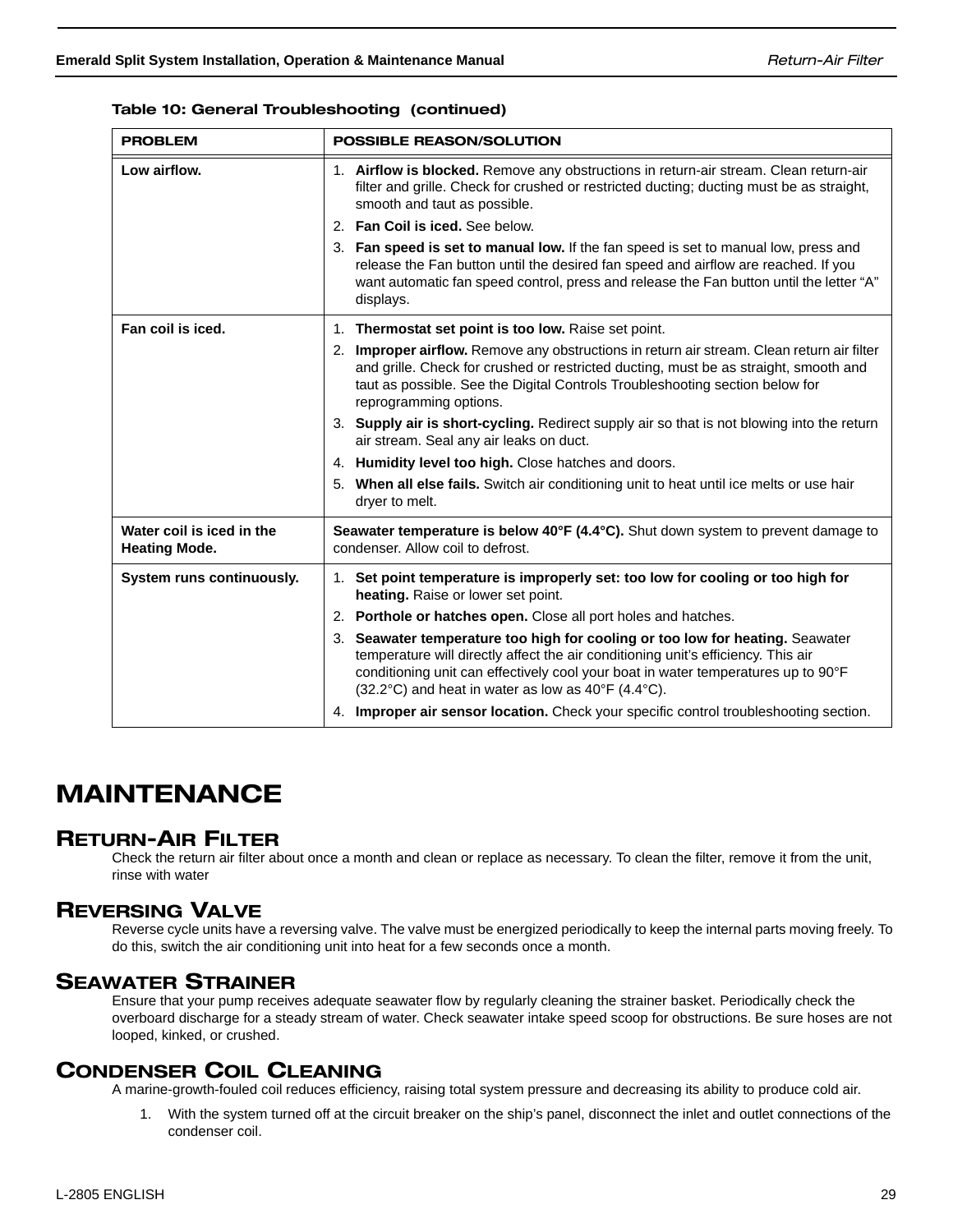**Table 10: General Troubleshooting (continued)**

| PROBLEM | POSSIBLE REASON/SOLUTION |
|---|---|
| **Low airflow.** | 1. **Airflow is blocked.** Remove any obstructions in return-air stream. Clean return-air filter and grille. Check for crushed or restricted ducting; ducting must be as straight, smooth and taut as possible.<br>2. **Fan Coil is iced.** See below.<br>3. **Fan speed is set to manual low.** If the fan speed is set to manual low, press and release the Fan button until the desired fan speed and airflow are reached. If you want automatic fan speed control, press and release the Fan button until the letter “A” displays. |
| **Fan coil is iced.** | 1. **Thermostat set point is too low.** Raise set point.<br>2. **Improper airflow.** Remove any obstructions in return air stream. Clean return air filter and grille. Check for crushed or restricted ducting, must be as straight, smooth and taut as possible. See the Digital Controls Troubleshooting section below for reprogramming options.<br>3. **Supply air is short-cycling.** Redirect supply air so that is not blowing into the return air stream. Seal any air leaks on duct.<br>4. **Humidity level too high.** Close hatches and doors.<br>5. **When all else fails.** Switch air conditioning unit to heat until ice melts or use hair dryer to melt. |
| **Water coil is iced in the Heating Mode.** | **Seawater temperature is below 40°F (4.4°C).** Shut down system to prevent damage to condenser. Allow coil to defrost. |
| **System runs continuously.** | 1. **Set point temperature is improperly set: too low for cooling or too high for heating.** Raise or lower set point.<br>2. **Porthole or hatches open.** Close all port holes and hatches.<br>3. **Seawater temperature too high for cooling or too low for heating.** Seawater temperature will directly affect the air conditioning unit’s efficiency. This air conditioning unit can effectively cool your boat in water temperatures up to 90°F (32.2°C) and heat in water as low as 40°F (4.4°C).<br>4. **Improper air sensor location.** Check your specific control troubleshooting section. |

# MAINTENANCE

## RETURN-AIR FILTER

Check the return air filter about once a month and clean or replace as necessary. To clean the filter, remove it from the unit, rinse with water

## REVERSING VALVE

Reverse cycle units have a reversing valve. The valve must be energized periodically to keep the internal parts moving freely. To do this, switch the air conditioning unit into heat for a few seconds once a month.

## SEAWATER STRAINER

Ensure that your pump receives adequate seawater flow by regularly cleaning the strainer basket. Periodically check the overboard discharge for a steady stream of water. Check seawater intake speed scoop for obstructions. Be sure hoses are not looped, kinked, or crushed.

## CONDENSER COIL CLEANING

A marine-growth-fouled coil reduces efficiency, raising total system pressure and decreasing its ability to produce cold air.

1. With the system turned off at the circuit breaker on the ship’s panel, disconnect the inlet and outlet connections of the condenser coil.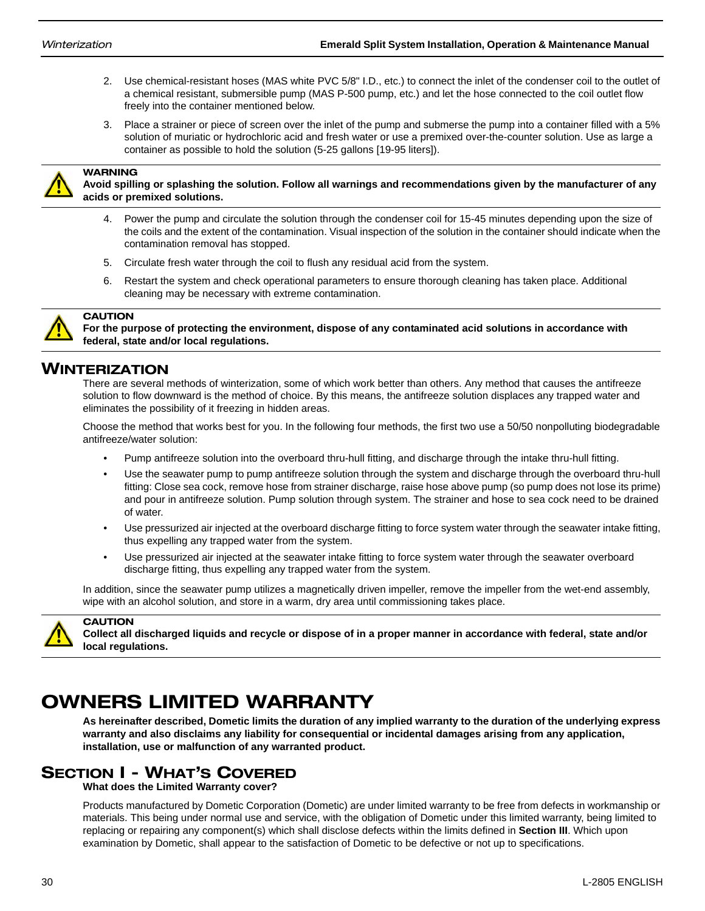2. Use chemical-resistant hoses (MAS white PVC 5/8" I.D., etc.) to connect the inlet of the condenser coil to the outlet of a chemical resistant, submersible pump (MAS P-500 pump, etc.) and let the hose connected to the coil outlet flow freely into the container mentioned below.
3. Place a strainer or piece of screen over the inlet of the pump and submerse the pump into a container filled with a 5% solution of muriatic or hydrochloric acid and fresh water or use a premixed over-the-counter solution. Use as large a container as possible to hold the solution (5-25 gallons [19-95 liters]).

**WARNING**
**Avoid spilling or splashing the solution. Follow all warnings and recommendations given by the manufacturer of any acids or premixed solutions.**

4. Power the pump and circulate the solution through the condenser coil for 15-45 minutes depending upon the size of the coils and the extent of the contamination. Visual inspection of the solution in the container should indicate when the contamination removal has stopped.
5. Circulate fresh water through the coil to flush any residual acid from the system.
6. Restart the system and check operational parameters to ensure thorough cleaning has taken place. Additional cleaning may be necessary with extreme contamination.

**CAUTION**
**For the purpose of protecting the environment, dispose of any contaminated acid solutions in accordance with federal, state and/or local regulations.**

## Winterization

There are several methods of winterization, some of which work better than others. Any method that causes the antifreeze solution to flow downward is the method of choice. By this means, the antifreeze solution displaces any trapped water and eliminates the possibility of it freezing in hidden areas.

Choose the method that works best for you. In the following four methods, the first two use a 50/50 nonpolluting biodegradable antifreeze/water solution:

- Pump antifreeze solution into the overboard thru-hull fitting, and discharge through the intake thru-hull fitting.
- Use the seawater pump to pump antifreeze solution through the system and discharge through the overboard thru-hull fitting: Close sea cock, remove hose from strainer discharge, raise hose above pump (so pump does not lose its prime) and pour in antifreeze solution. Pump solution through system. The strainer and hose to sea cock need to be drained of water.
- Use pressurized air injected at the overboard discharge fitting to force system water through the seawater intake fitting, thus expelling any trapped water from the system.
- Use pressurized air injected at the seawater intake fitting to force system water through the seawater overboard discharge fitting, thus expelling any trapped water from the system.

In addition, since the seawater pump utilizes a magnetically driven impeller, remove the impeller from the wet-end assembly, wipe with an alcohol solution, and store in a warm, dry area until commissioning takes place.

**CAUTION**
**Collect all discharged liquids and recycle or dispose of in a proper manner in accordance with federal, state and/or local regulations.**

# OWNERS LIMITED WARRANTY

**As hereinafter described, Dometic limits the duration of any implied warranty to the duration of the underlying express warranty and also disclaims any liability for consequential or incidental damages arising from any application, installation, use or malfunction of any warranted product.**

## Section I - What's Covered

**What does the Limited Warranty cover?**

Products manufactured by Dometic Corporation (Dometic) are under limited warranty to be free from defects in workmanship or materials. This being under normal use and service, with the obligation of Dometic under this limited warranty, being limited to replacing or repairing any component(s) which shall disclose defects within the limits defined in **Section III**. Which upon examination by Dometic, shall appear to the satisfaction of Dometic to be defective or not up to specifications.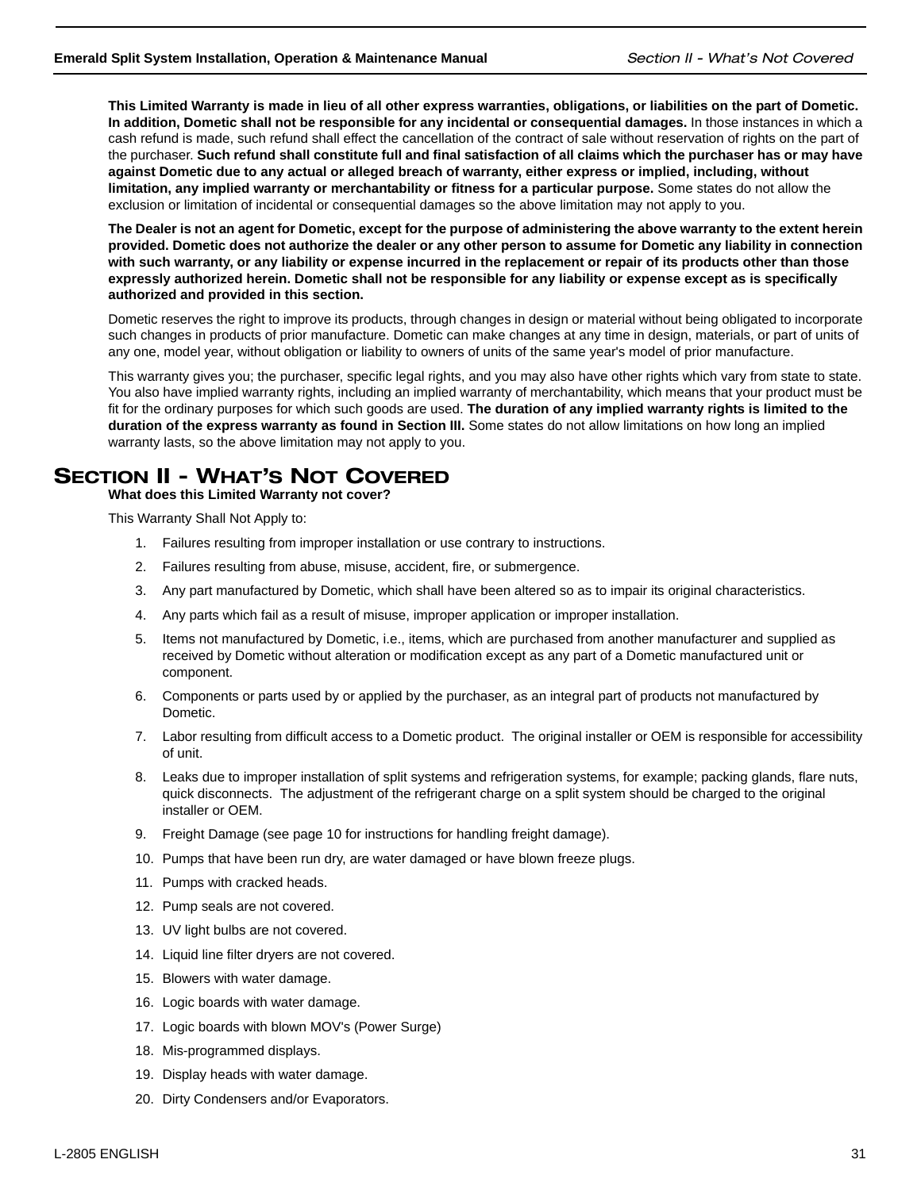**This Limited Warranty is made in lieu of all other express warranties, obligations, or liabilities on the part of Dometic. In addition, Dometic shall not be responsible for any incidental or consequential damages.** In those instances in which a cash refund is made, such refund shall effect the cancellation of the contract of sale without reservation of rights on the part of the purchaser. **Such refund shall constitute full and final satisfaction of all claims which the purchaser has or may have against Dometic due to any actual or alleged breach of warranty, either express or implied, including, without limitation, any implied warranty or merchantability or fitness for a particular purpose.** Some states do not allow the exclusion or limitation of incidental or consequential damages so the above limitation may not apply to you.

**The Dealer is not an agent for Dometic, except for the purpose of administering the above warranty to the extent herein provided. Dometic does not authorize the dealer or any other person to assume for Dometic any liability in connection with such warranty, or any liability or expense incurred in the replacement or repair of its products other than those expressly authorized herein. Dometic shall not be responsible for any liability or expense except as is specifically authorized and provided in this section.**

Dometic reserves the right to improve its products, through changes in design or material without being obligated to incorporate such changes in products of prior manufacture. Dometic can make changes at any time in design, materials, or part of units of any one, model year, without obligation or liability to owners of units of the same year's model of prior manufacture.

This warranty gives you; the purchaser, specific legal rights, and you may also have other rights which vary from state to state. You also have implied warranty rights, including an implied warranty of merchantability, which means that your product must be fit for the ordinary purposes for which such goods are used. **The duration of any implied warranty rights is limited to the duration of the express warranty as found in Section III.** Some states do not allow limitations on how long an implied warranty lasts, so the above limitation may not apply to you.

## Section II - What's Not Covered

**What does this Limited Warranty not cover?**

This Warranty Shall Not Apply to:

1. Failures resulting from improper installation or use contrary to instructions.
2. Failures resulting from abuse, misuse, accident, fire, or submergence.
3. Any part manufactured by Dometic, which shall have been altered so as to impair its original characteristics.
4. Any parts which fail as a result of misuse, improper application or improper installation.
5. Items not manufactured by Dometic, i.e., items, which are purchased from another manufacturer and supplied as received by Dometic without alteration or modification except as any part of a Dometic manufactured unit or component.
6. Components or parts used by or applied by the purchaser, as an integral part of products not manufactured by Dometic.
7. Labor resulting from difficult access to a Dometic product. The original installer or OEM is responsible for accessibility of unit.
8. Leaks due to improper installation of split systems and refrigeration systems, for example; packing glands, flare nuts, quick disconnects. The adjustment of the refrigerant charge on a split system should be charged to the original installer or OEM.
9. Freight Damage (see page 10 for instructions for handling freight damage).
10. Pumps that have been run dry, are water damaged or have blown freeze plugs.
11. Pumps with cracked heads.
12. Pump seals are not covered.
13. UV light bulbs are not covered.
14. Liquid line filter dryers are not covered.
15. Blowers with water damage.
16. Logic boards with water damage.
17. Logic boards with blown MOV's (Power Surge)
18. Mis-programmed displays.
19. Display heads with water damage.
20. Dirty Condensers and/or Evaporators.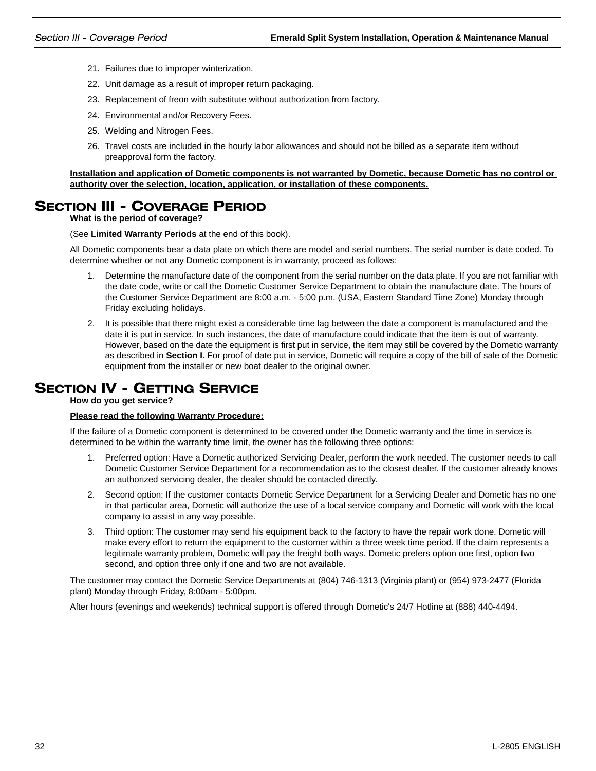21. Failures due to improper winterization.
22. Unit damage as a result of improper return packaging.
23. Replacement of freon with substitute without authorization from factory.
24. Environmental and/or Recovery Fees.
25. Welding and Nitrogen Fees.
26. Travel costs are included in the hourly labor allowances and should not be billed as a separate item without preapproval form the factory.

**Installation and application of Dometic components is not warranted by Dometic, because Dometic has no control or authority over the selection, location, application, or installation of these components.**

## SECTION III - COVERAGE PERIOD

**What is the period of coverage?**

(See **Limited Warranty Periods** at the end of this book).

All Dometic components bear a data plate on which there are model and serial numbers. The serial number is date coded. To determine whether or not any Dometic component is in warranty, proceed as follows:

1. Determine the manufacture date of the component from the serial number on the data plate. If you are not familiar with the date code, write or call the Dometic Customer Service Department to obtain the manufacture date. The hours of the Customer Service Department are 8:00 a.m. - 5:00 p.m. (USA, Eastern Standard Time Zone) Monday through Friday excluding holidays.
2. It is possible that there might exist a considerable time lag between the date a component is manufactured and the date it is put in service. In such instances, the date of manufacture could indicate that the item is out of warranty. However, based on the date the equipment is first put in service, the item may still be covered by the Dometic warranty as described in **Section I**. For proof of date put in service, Dometic will require a copy of the bill of sale of the Dometic equipment from the installer or new boat dealer to the original owner.

## SECTION IV - GETTING SERVICE

**How do you get service?**

**Please read the following Warranty Procedure:**

If the failure of a Dometic component is determined to be covered under the Dometic warranty and the time in service is determined to be within the warranty time limit, the owner has the following three options:

1. Preferred option: Have a Dometic authorized Servicing Dealer, perform the work needed. The customer needs to call Dometic Customer Service Department for a recommendation as to the closest dealer. If the customer already knows an authorized servicing dealer, the dealer should be contacted directly.
2. Second option: If the customer contacts Dometic Service Department for a Servicing Dealer and Dometic has no one in that particular area, Dometic will authorize the use of a local service company and Dometic will work with the local company to assist in any way possible.
3. Third option: The customer may send his equipment back to the factory to have the repair work done. Dometic will make every effort to return the equipment to the customer within a three week time period. If the claim represents a legitimate warranty problem, Dometic will pay the freight both ways. Dometic prefers option one first, option two second, and option three only if one and two are not available.

The customer may contact the Dometic Service Departments at (804) 746-1313 (Virginia plant) or (954) 973-2477 (Florida plant) Monday through Friday, 8:00am - 5:00pm.

After hours (evenings and weekends) technical support is offered through Dometic's 24/7 Hotline at (888) 440-4494.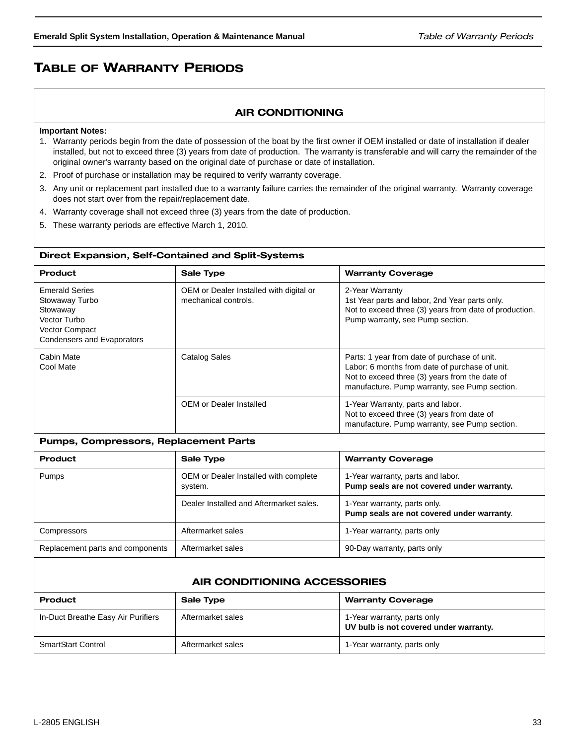# Table of Warranty Periods

## AIR CONDITIONING

**Important Notes:**

1. Warranty periods begin from the date of possession of the boat by the first owner if OEM installed or date of installation if dealer installed, but not to exceed three (3) years from date of production. The warranty is transferable and will carry the remainder of the original owner's warranty based on the original date of purchase or date of installation.
2. Proof of purchase or installation may be required to verify warranty coverage.
3. Any unit or replacement part installed due to a warranty failure carries the remainder of the original warranty. Warranty coverage does not start over from the repair/replacement date.
4. Warranty coverage shall not exceed three (3) years from the date of production.
5. These warranty periods are effective March 1, 2010.

### Direct Expansion, Self-Contained and Split-Systems

| Product | Sale Type | Warranty Coverage |
|---|---|---|
| Emerald Series<br>Stowaway Turbo<br>Stowaway<br>Vector Turbo<br>Vector Compact<br>Condensers and Evaporators | OEM or Dealer Installed with digital or mechanical controls. | 2-Year Warranty<br>1st Year parts and labor, 2nd Year parts only.<br>Not to exceed three (3) years from date of production.<br>Pump warranty, see Pump section. |
| Cabin Mate<br>Cool Mate | Catalog Sales | Parts: 1 year from date of purchase of unit.<br>Labor: 6 months from date of purchase of unit.<br>Not to exceed three (3) years from the date of manufacture. Pump warranty, see Pump section. |
| | OEM or Dealer Installed | 1-Year Warranty, parts and labor.<br>Not to exceed three (3) years from date of manufacture. Pump warranty, see Pump section. |

### Pumps, Compressors, Replacement Parts

| Product | Sale Type | Warranty Coverage |
|---|---|---|
| Pumps | OEM or Dealer Installed with complete system. | 1-Year warranty, parts and labor.<br>**Pump seals are not covered under warranty.** |
| | Dealer Installed and Aftermarket sales. | 1-Year warranty, parts only.<br>**Pump seals are not covered under warranty**. |
| Compressors | Aftermarket sales | 1-Year warranty, parts only |
| Replacement parts and components | Aftermarket sales | 90-Day warranty, parts only |

## AIR CONDITIONING ACCESSORIES

| Product | Sale Type | Warranty Coverage |
|---|---|---|
| In-Duct Breathe Easy Air Purifiers | Aftermarket sales | 1-Year warranty, parts only<br>**UV bulb is not covered under warranty.** |
| SmartStart Control | Aftermarket sales | 1-Year warranty, parts only |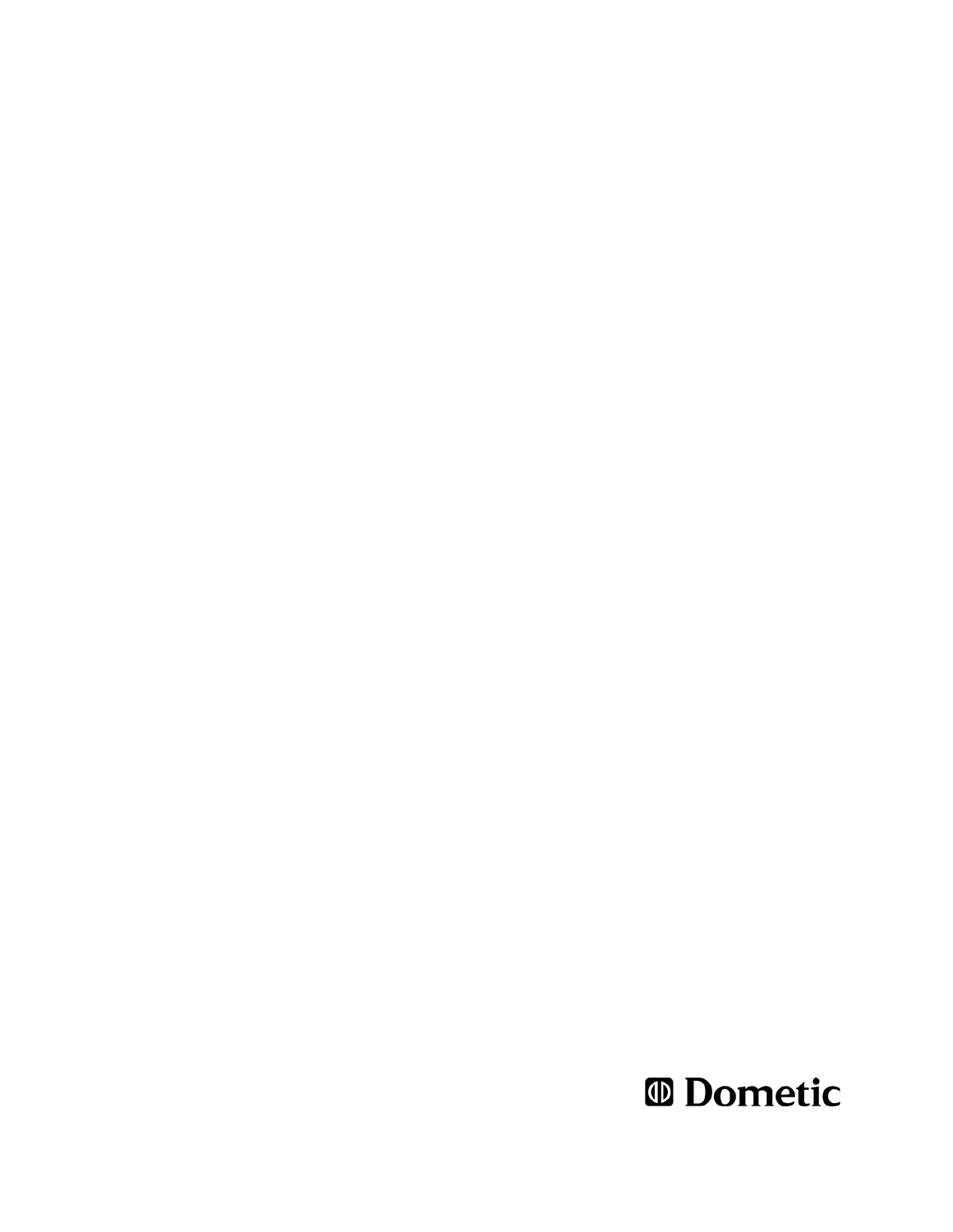Dometic